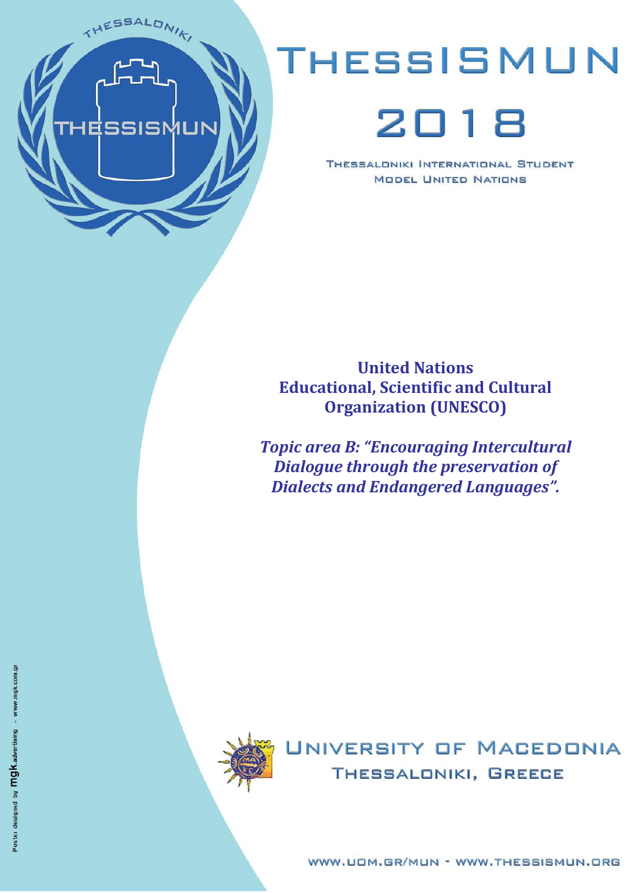# ThessISMUN 2018

Thessaloniki International Student Model United Nations

**United Nations**
**Educational, Scientific and Cultural Organization (UNESCO)**

***Topic area B: "Encouraging Intercultural Dialogue through the preservation of Dialects and Endangered Languages".***

University of Macedonia
Thessaloniki, Greece

www.uom.gr/mun - www.thessismun.org

Poster designed by mgk.advertising - www.mgk.com.gr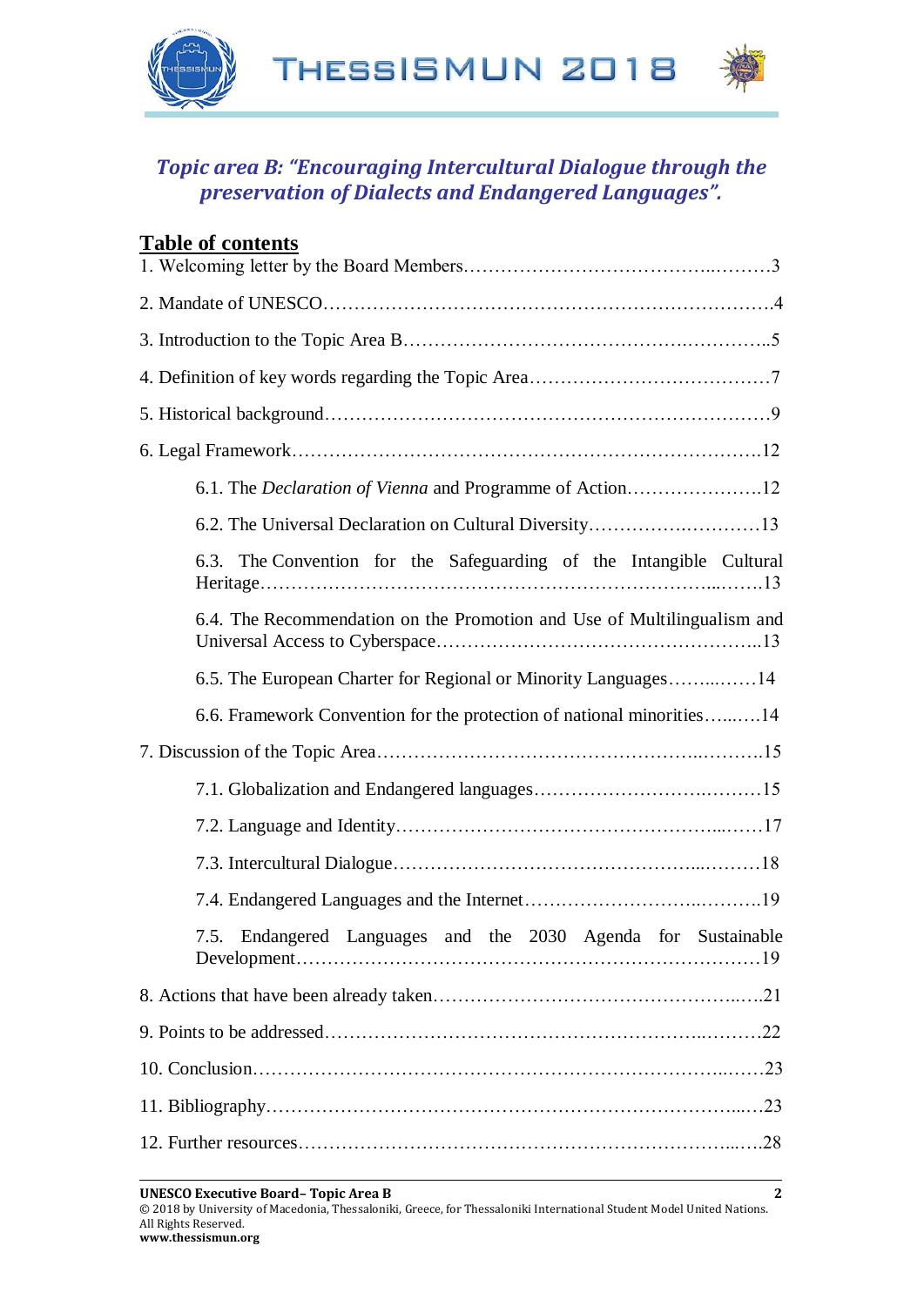## *Topic area B: "Encouraging Intercultural Dialogue through the preservation of Dialects and Endangered Languages".*

### Table of contents

1. Welcoming letter by the Board Members……………………………………..………3
2. Mandate of UNESCO……………………………………………………………….4
3. Introduction to the Topic Area B……………………………………….…………..5
4. Definition of key words regarding the Topic Area…………………………………7
5. Historical background………………………………………………………………9
6. Legal Framework………………………………………………………………….12
   - 6.1. The *Declaration of Vienna* and Programme of Action………………….12
   - 6.2. The Universal Declaration on Cultural Diversity…………….…………13
   - 6.3. The Convention for the Safeguarding of the Intangible Cultural Heritage……………………………………………………………...…….13
   - 6.4. The Recommendation on the Promotion and Use of Multilingualism and Universal Access to Cyberspace…………………………………………..13
   - 6.5. The European Charter for Regional or Minority Languages……...……14
   - 6.6. Framework Convention for the protection of national minorities…..….14
7. Discussion of the Topic Area……………………………………………..……….15
   - 7.1. Globalization and Endangered languages……………………….………15
   - 7.2. Language and Identity…………………………………………...……17
   - 7.3. Intercultural Dialogue…………………………………………...………18
   - 7.4. Endangered Languages and the Internet……………………..……….19
   - 7.5. Endangered Languages and the 2030 Agenda for Sustainable Development………………………………………………………………19
8. Actions that have been already taken…………………………………………..….21
9. Points to be addressed…………………………………………………..………22
10. Conclusion…………………………………………………………………..……23
11. Bibliography…………………………………………………………………...…23
12. Further resources……………………………………………………………...….28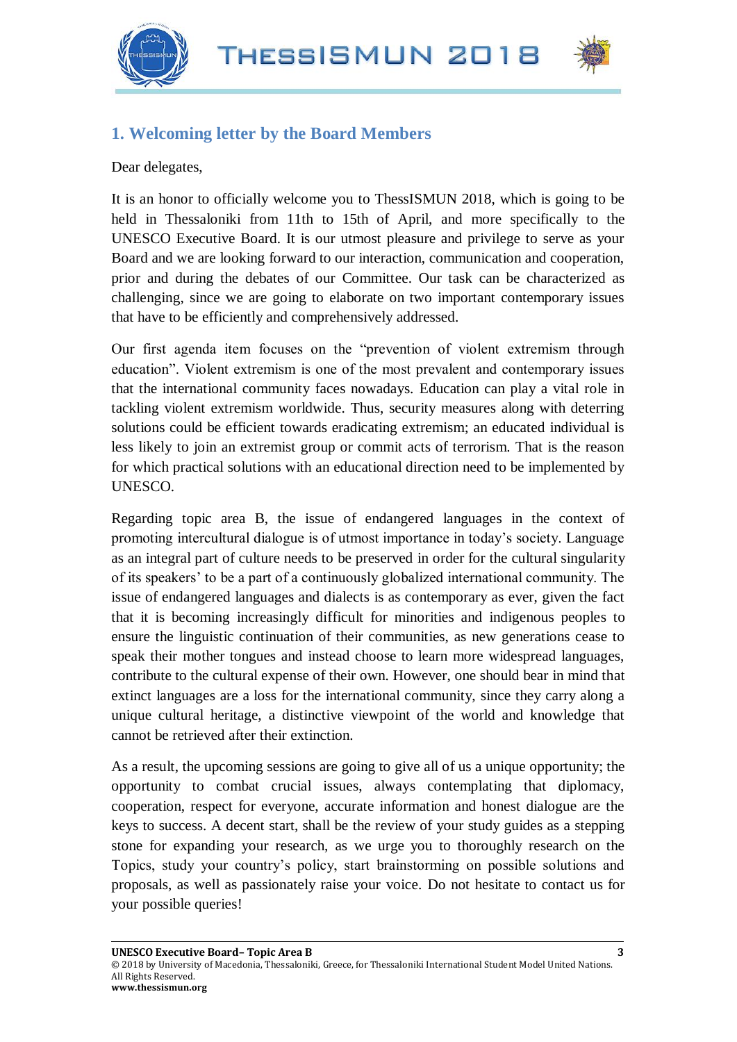## 1. Welcoming letter by the Board Members

Dear delegates,

It is an honor to officially welcome you to ThessISMUN 2018, which is going to be held in Thessaloniki from 11th to 15th of April, and more specifically to the UNESCO Executive Board. It is our utmost pleasure and privilege to serve as your Board and we are looking forward to our interaction, communication and cooperation, prior and during the debates of our Committee. Our task can be characterized as challenging, since we are going to elaborate on two important contemporary issues that have to be efficiently and comprehensively addressed.

Our first agenda item focuses on the "prevention of violent extremism through education". Violent extremism is one of the most prevalent and contemporary issues that the international community faces nowadays. Education can play a vital role in tackling violent extremism worldwide. Thus, security measures along with deterring solutions could be efficient towards eradicating extremism; an educated individual is less likely to join an extremist group or commit acts of terrorism. That is the reason for which practical solutions with an educational direction need to be implemented by UNESCO.

Regarding topic area B, the issue of endangered languages in the context of promoting intercultural dialogue is of utmost importance in today's society. Language as an integral part of culture needs to be preserved in order for the cultural singularity of its speakers' to be a part of a continuously globalized international community. The issue of endangered languages and dialects is as contemporary as ever, given the fact that it is becoming increasingly difficult for minorities and indigenous peoples to ensure the linguistic continuation of their communities, as new generations cease to speak their mother tongues and instead choose to learn more widespread languages, contribute to the cultural expense of their own. However, one should bear in mind that extinct languages are a loss for the international community, since they carry along a unique cultural heritage, a distinctive viewpoint of the world and knowledge that cannot be retrieved after their extinction.

As a result, the upcoming sessions are going to give all of us a unique opportunity; the opportunity to combat crucial issues, always contemplating that diplomacy, cooperation, respect for everyone, accurate information and honest dialogue are the keys to success. A decent start, shall be the review of your study guides as a stepping stone for expanding your research, as we urge you to thoroughly research on the Topics, study your country's policy, start brainstorming on possible solutions and proposals, as well as passionately raise your voice. Do not hesitate to contact us for your possible queries!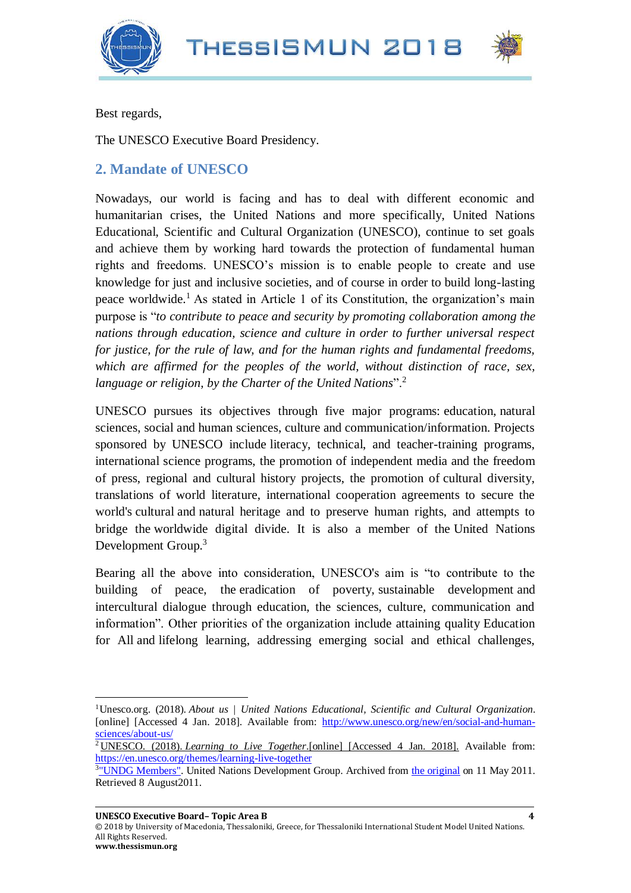Best regards,

The UNESCO Executive Board Presidency.

## 2. Mandate of UNESCO

Nowadays, our world is facing and has to deal with different economic and humanitarian crises, the United Nations and more specifically, United Nations Educational, Scientific and Cultural Organization (UNESCO), continue to set goals and achieve them by working hard towards the protection of fundamental human rights and freedoms. UNESCO's mission is to enable people to create and use knowledge for just and inclusive societies, and of course in order to build long-lasting peace worldwide.[1] As stated in Article 1 of its Constitution, the organization's main purpose is "*to contribute to peace and security by promoting collaboration among the nations through education, science and culture in order to further universal respect for justice, for the rule of law, and for the human rights and fundamental freedoms, which are affirmed for the peoples of the world, without distinction of race, sex, language or religion, by the Charter of the United Nations*".[2]

UNESCO pursues its objectives through five major programs: education, natural sciences, social and human sciences, culture and communication/information. Projects sponsored by UNESCO include literacy, technical, and teacher-training programs, international science programs, the promotion of independent media and the freedom of press, regional and cultural history projects, the promotion of cultural diversity, translations of world literature, international cooperation agreements to secure the world's cultural and natural heritage and to preserve human rights, and attempts to bridge the worldwide digital divide. It is also a member of the United Nations Development Group.[3]

Bearing all the above into consideration, UNESCO's aim is "to contribute to the building of peace, the eradication of poverty, sustainable development and intercultural dialogue through education, the sciences, culture, communication and information". Other priorities of the organization include attaining quality Education for All and lifelong learning, addressing emerging social and ethical challenges,

---

[1] Unesco.org. (2018). *About us | United Nations Educational, Scientific and Cultural Organization*. [online] [Accessed 4 Jan. 2018]. Available from: http://www.unesco.org/new/en/social-and-human-sciences/about-us/

[2] UNESCO. (2018). *Learning to Live Together*.[online] [Accessed 4 Jan. 2018]. Available from: https://en.unesco.org/themes/learning-live-together

[3] "UNDG Members". United Nations Development Group. Archived from the original on 11 May 2011. Retrieved 8 August2011.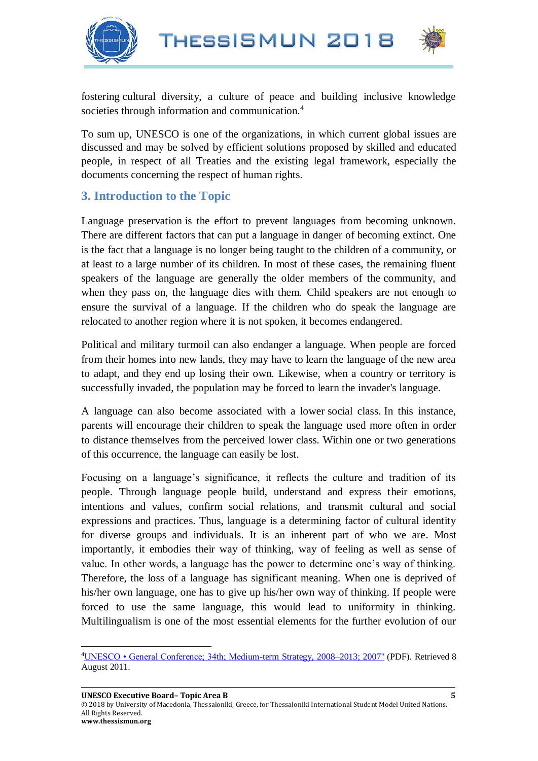fostering cultural diversity, a culture of peace and building inclusive knowledge societies through information and communication.[4]

To sum up, UNESCO is one of the organizations, in which current global issues are discussed and may be solved by efficient solutions proposed by skilled and educated people, in respect of all Treaties and the existing legal framework, especially the documents concerning the respect of human rights.

## 3. Introduction to the Topic

Language preservation is the effort to prevent languages from becoming unknown. There are different factors that can put a language in danger of becoming extinct. One is the fact that a language is no longer being taught to the children of a community, or at least to a large number of its children. In most of these cases, the remaining fluent speakers of the language are generally the older members of the community, and when they pass on, the language dies with them. Child speakers are not enough to ensure the survival of a language. If the children who do speak the language are relocated to another region where it is not spoken, it becomes endangered.

Political and military turmoil can also endanger a language. When people are forced from their homes into new lands, they may have to learn the language of the new area to adapt, and they end up losing their own. Likewise, when a country or territory is successfully invaded, the population may be forced to learn the invader's language.

A language can also become associated with a lower social class. In this instance, parents will encourage their children to speak the language used more often in order to distance themselves from the perceived lower class. Within one or two generations of this occurrence, the language can easily be lost.

Focusing on a language's significance, it reflects the culture and tradition of its people. Through language people build, understand and express their emotions, intentions and values, confirm social relations, and transmit cultural and social expressions and practices. Thus, language is a determining factor of cultural identity for diverse groups and individuals. It is an inherent part of who we are. Most importantly, it embodies their way of thinking, way of feeling as well as sense of value. In other words, a language has the power to determine one's way of thinking. Therefore, the loss of a language has significant meaning. When one is deprived of his/her own language, one has to give up his/her own way of thinking. If people were forced to use the same language, this would lead to uniformity in thinking. Multilingualism is one of the most essential elements for the further evolution of our

---

[4] UNESCO • General Conference; 34th; Medium-term Strategy, 2008–2013; 2007" (PDF). Retrieved 8 August 2011.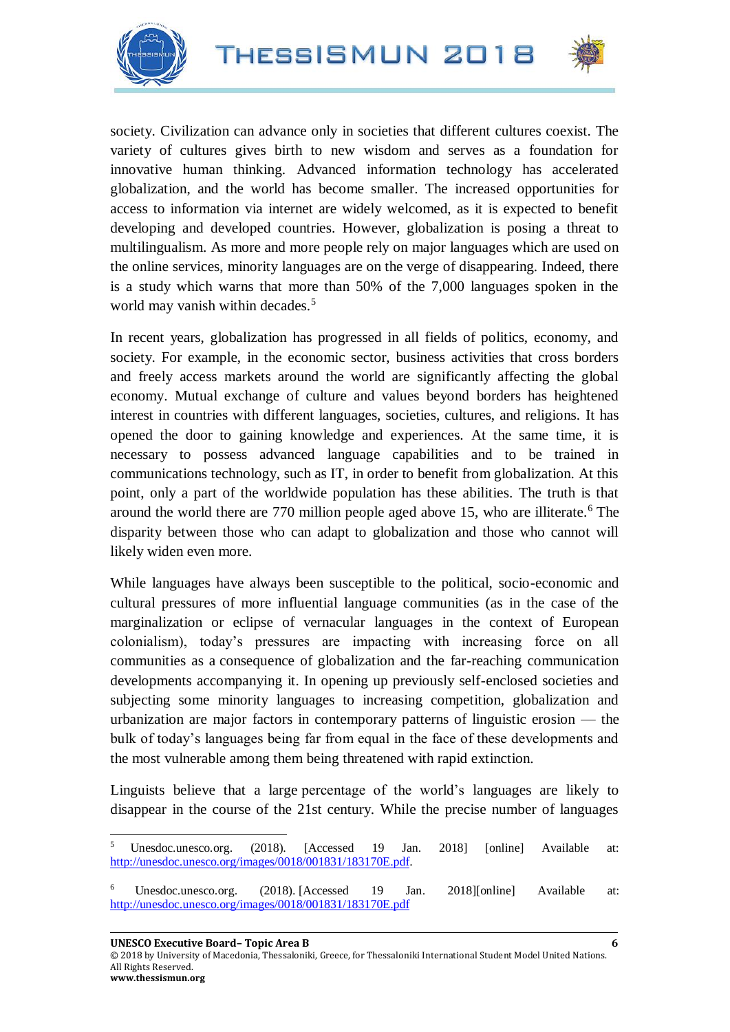society. Civilization can advance only in societies that different cultures coexist. The variety of cultures gives birth to new wisdom and serves as a foundation for innovative human thinking. Advanced information technology has accelerated globalization, and the world has become smaller. The increased opportunities for access to information via internet are widely welcomed, as it is expected to benefit developing and developed countries. However, globalization is posing a threat to multilingualism. As more and more people rely on major languages which are used on the online services, minority languages are on the verge of disappearing. Indeed, there is a study which warns that more than 50% of the 7,000 languages spoken in the world may vanish within decades.[5]

In recent years, globalization has progressed in all fields of politics, economy, and society. For example, in the economic sector, business activities that cross borders and freely access markets around the world are significantly affecting the global economy. Mutual exchange of culture and values beyond borders has heightened interest in countries with different languages, societies, cultures, and religions. It has opened the door to gaining knowledge and experiences. At the same time, it is necessary to possess advanced language capabilities and to be trained in communications technology, such as IT, in order to benefit from globalization. At this point, only a part of the worldwide population has these abilities. The truth is that around the world there are 770 million people aged above 15, who are illiterate.[6] The disparity between those who can adapt to globalization and those who cannot will likely widen even more.

While languages have always been susceptible to the political, socio-economic and cultural pressures of more influential language communities (as in the case of the marginalization or eclipse of vernacular languages in the context of European colonialism), today's pressures are impacting with increasing force on all communities as a consequence of globalization and the far-reaching communication developments accompanying it. In opening up previously self-enclosed societies and subjecting some minority languages to increasing competition, globalization and urbanization are major factors in contemporary patterns of linguistic erosion — the bulk of today's languages being far from equal in the face of these developments and the most vulnerable among them being threatened with rapid extinction.

Linguists believe that a large percentage of the world's languages are likely to disappear in the course of the 21st century. While the precise number of languages

---

[5] Unesdoc.unesco.org. (2018). [Accessed 19 Jan. 2018] [online] Available at: http://unesdoc.unesco.org/images/0018/001831/183170E.pdf.

[6] Unesdoc.unesco.org. (2018). [Accessed 19 Jan. 2018][online] Available at: http://unesdoc.unesco.org/images/0018/001831/183170E.pdf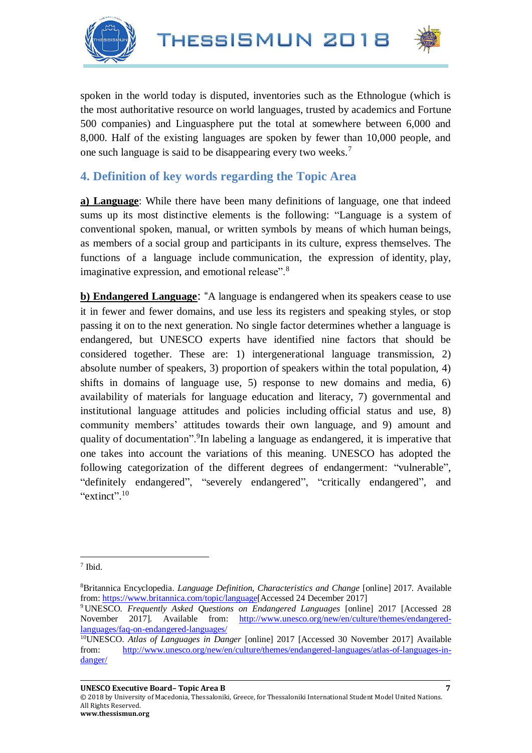spoken in the world today is disputed, inventories such as the Ethnologue (which is the most authoritative resource on world languages, trusted by academics and Fortune 500 companies) and Linguasphere put the total at somewhere between 6,000 and 8,000. Half of the existing languages are spoken by fewer than 10,000 people, and one such language is said to be disappearing every two weeks.[7]

## 4. Definition of key words regarding the Topic Area

**a) Language**: While there have been many definitions of language, one that indeed sums up its most distinctive elements is the following: "Language is a system of conventional spoken, manual, or written symbols by means of which human beings, as members of a social group and participants in its culture, express themselves. The functions of a language include communication, the expression of identity, play, imaginative expression, and emotional release".[8]

**b) Endangered Language**: "A language is endangered when its speakers cease to use it in fewer and fewer domains, and use less its registers and speaking styles, or stop passing it on to the next generation. No single factor determines whether a language is endangered, but UNESCO experts have identified nine factors that should be considered together. These are: 1) intergenerational language transmission, 2) absolute number of speakers, 3) proportion of speakers within the total population, 4) shifts in domains of language use, 5) response to new domains and media, 6) availability of materials for language education and literacy, 7) governmental and institutional language attitudes and policies including official status and use, 8) community members' attitudes towards their own language, and 9) amount and quality of documentation".[9]In labeling a language as endangered, it is imperative that one takes into account the variations of this meaning. UNESCO has adopted the following categorization of the different degrees of endangerment: "vulnerable", "definitely endangered", "severely endangered", "critically endangered", and "extinct".[10]

---

[7] Ibid.

[8] Britannica Encyclopedia. *Language Definition, Characteristics and Change* [online] 2017. Available from: https://www.britannica.com/topic/language[Accessed 24 December 2017]

[9] UNESCO. *Frequently Asked Questions on Endangered Languages* [online] 2017 [Accessed 28 November 2017]. Available from: http://www.unesco.org/new/en/culture/themes/endangered-languages/faq-on-endangered-languages/

[10] UNESCO. *Atlas of Languages in Danger* [online] 2017 [Accessed 30 November 2017] Available from: http://www.unesco.org/new/en/culture/themes/endangered-languages/atlas-of-languages-in-danger/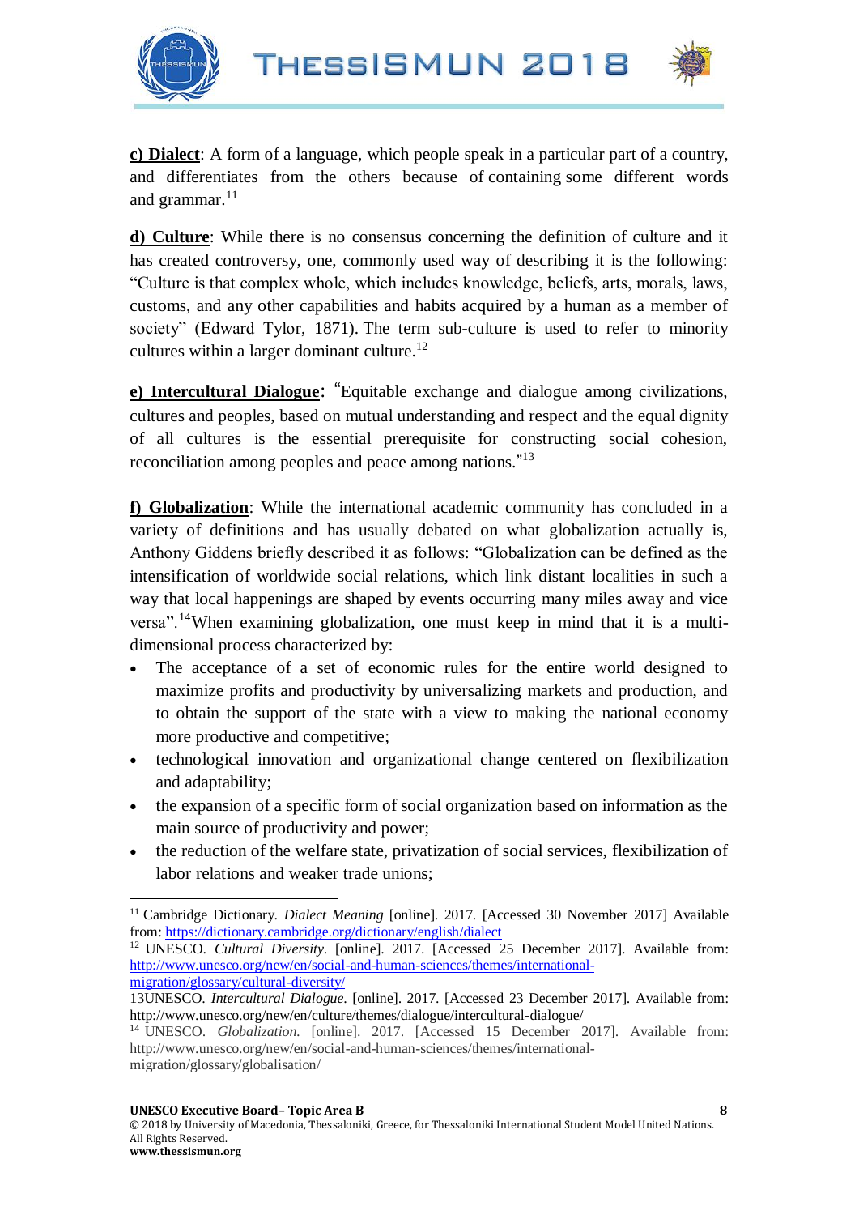**c) Dialect**: A form of a language, which people speak in a particular part of a country, and differentiates from the others because of containing some different words and grammar.[11]

**d) Culture**: While there is no consensus concerning the definition of culture and it has created controversy, one, commonly used way of describing it is the following: "Culture is that complex whole, which includes knowledge, beliefs, arts, morals, laws, customs, and any other capabilities and habits acquired by a human as a member of society" (Edward Tylor, 1871). The term sub-culture is used to refer to minority cultures within a larger dominant culture.[12]

**e) Intercultural Dialogue**: "Equitable exchange and dialogue among civilizations, cultures and peoples, based on mutual understanding and respect and the equal dignity of all cultures is the essential prerequisite for constructing social cohesion, reconciliation among peoples and peace among nations."[13]

**f) Globalization**: While the international academic community has concluded in a variety of definitions and has usually debated on what globalization actually is, Anthony Giddens briefly described it as follows: "Globalization can be defined as the intensification of worldwide social relations, which link distant localities in such a way that local happenings are shaped by events occurring many miles away and vice versa".[14]When examining globalization, one must keep in mind that it is a multi-dimensional process characterized by:

- The acceptance of a set of economic rules for the entire world designed to maximize profits and productivity by universalizing markets and production, and to obtain the support of the state with a view to making the national economy more productive and competitive;
- technological innovation and organizational change centered on flexibilization and adaptability;
- the expansion of a specific form of social organization based on information as the main source of productivity and power;
- the reduction of the welfare state, privatization of social services, flexibilization of labor relations and weaker trade unions;

---

[11] Cambridge Dictionary. *Dialect Meaning* [online]. 2017. [Accessed 30 November 2017] Available from: https://dictionary.cambridge.org/dictionary/english/dialect

[12] UNESCO. *Cultural Diversity*. [online]. 2017. [Accessed 25 December 2017]. Available from: http://www.unesco.org/new/en/social-and-human-sciences/themes/international-migration/glossary/cultural-diversity/

13UNESCO. *Intercultural Dialogue*. [online]. 2017. [Accessed 23 December 2017]. Available from: http://www.unesco.org/new/en/culture/themes/dialogue/intercultural-dialogue/

[14] UNESCO. *Globalization*. [online]. 2017. [Accessed 15 December 2017]. Available from: http://www.unesco.org/new/en/social-and-human-sciences/themes/international-migration/glossary/globalisation/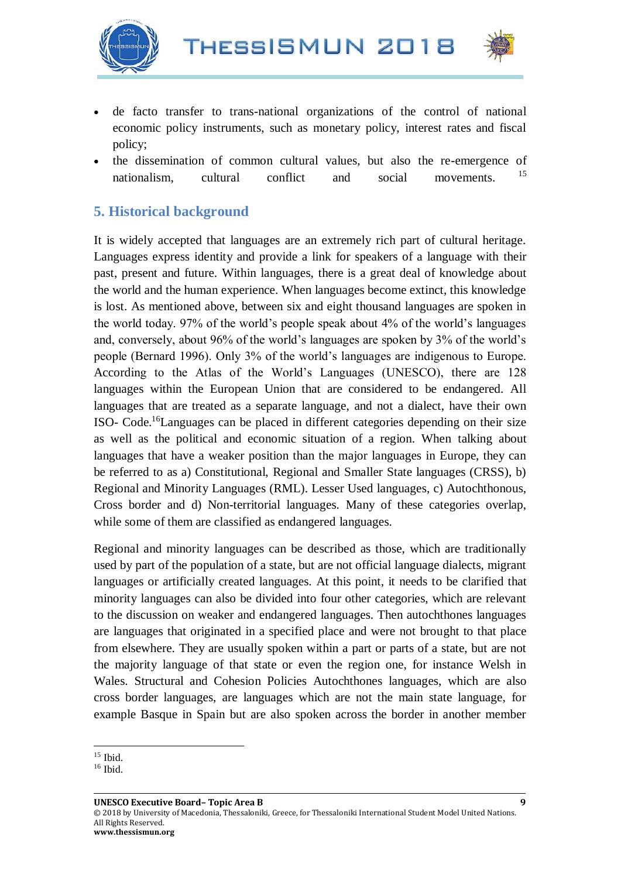- de facto transfer to trans-national organizations of the control of national economic policy instruments, such as monetary policy, interest rates and fiscal policy;
- the dissemination of common cultural values, but also the re-emergence of nationalism, cultural conflict and social movements. [15]

## 5. Historical background

It is widely accepted that languages are an extremely rich part of cultural heritage. Languages express identity and provide a link for speakers of a language with their past, present and future. Within languages, there is a great deal of knowledge about the world and the human experience. When languages become extinct, this knowledge is lost. As mentioned above, between six and eight thousand languages are spoken in the world today. 97% of the world's people speak about 4% of the world's languages and, conversely, about 96% of the world's languages are spoken by 3% of the world's people (Bernard 1996). Only 3% of the world's languages are indigenous to Europe. According to the Atlas of the World's Languages (UNESCO), there are 128 languages within the European Union that are considered to be endangered. All languages that are treated as a separate language, and not a dialect, have their own ISO- Code.[16]Languages can be placed in different categories depending on their size as well as the political and economic situation of a region. When talking about languages that have a weaker position than the major languages in Europe, they can be referred to as a) Constitutional, Regional and Smaller State languages (CRSS), b) Regional and Minority Languages (RML). Lesser Used languages, c) Autochthonous, Cross border and d) Non-territorial languages. Many of these categories overlap, while some of them are classified as endangered languages.

Regional and minority languages can be described as those, which are traditionally used by part of the population of a state, but are not official language dialects, migrant languages or artificially created languages. At this point, it needs to be clarified that minority languages can also be divided into four other categories, which are relevant to the discussion on weaker and endangered languages. Then autochthones languages are languages that originated in a specified place and were not brought to that place from elsewhere. They are usually spoken within a part or parts of a state, but are not the majority language of that state or even the region one, for instance Welsh in Wales. Structural and Cohesion Policies Autochthones languages, which are also cross border languages, are languages which are not the main state language, for example Basque in Spain but are also spoken across the border in another member

---

[15] Ibid.

[16] Ibid.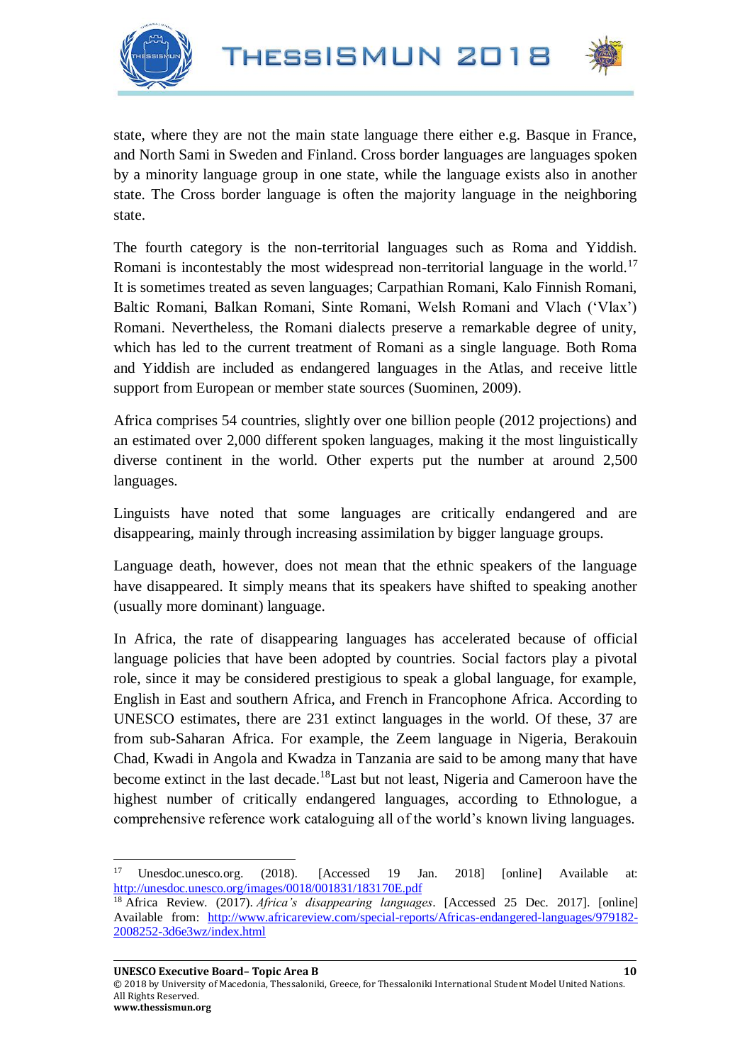state, where they are not the main state language there either e.g. Basque in France, and North Sami in Sweden and Finland. Cross border languages are languages spoken by a minority language group in one state, while the language exists also in another state. The Cross border language is often the majority language in the neighboring state.

The fourth category is the non-territorial languages such as Roma and Yiddish. Romani is incontestably the most widespread non-territorial language in the world.[17] It is sometimes treated as seven languages; Carpathian Romani, Kalo Finnish Romani, Baltic Romani, Balkan Romani, Sinte Romani, Welsh Romani and Vlach ('Vlax') Romani. Nevertheless, the Romani dialects preserve a remarkable degree of unity, which has led to the current treatment of Romani as a single language. Both Roma and Yiddish are included as endangered languages in the Atlas, and receive little support from European or member state sources (Suominen, 2009).

Africa comprises 54 countries, slightly over one billion people (2012 projections) and an estimated over 2,000 different spoken languages, making it the most linguistically diverse continent in the world. Other experts put the number at around 2,500 languages.

Linguists have noted that some languages are critically endangered and are disappearing, mainly through increasing assimilation by bigger language groups.

Language death, however, does not mean that the ethnic speakers of the language have disappeared. It simply means that its speakers have shifted to speaking another (usually more dominant) language.

In Africa, the rate of disappearing languages has accelerated because of official language policies that have been adopted by countries. Social factors play a pivotal role, since it may be considered prestigious to speak a global language, for example, English in East and southern Africa, and French in Francophone Africa. According to UNESCO estimates, there are 231 extinct languages in the world. Of these, 37 are from sub-Saharan Africa. For example, the Zeem language in Nigeria, Berakouin Chad, Kwadi in Angola and Kwadza in Tanzania are said to be among many that have become extinct in the last decade.[18]Last but not least, Nigeria and Cameroon have the highest number of critically endangered languages, according to Ethnologue, a comprehensive reference work cataloguing all of the world's known living languages.

---

[17] Unesdoc.unesco.org. (2018). [Accessed 19 Jan. 2018] [online] Available at: http://unesdoc.unesco.org/images/0018/001831/183170E.pdf

[18] Africa Review. (2017). *Africa's disappearing languages*. [Accessed 25 Dec. 2017]. [online] Available from: http://www.africareview.com/special-reports/Africas-endangered-languages/979182-2008252-3d6e3wz/index.html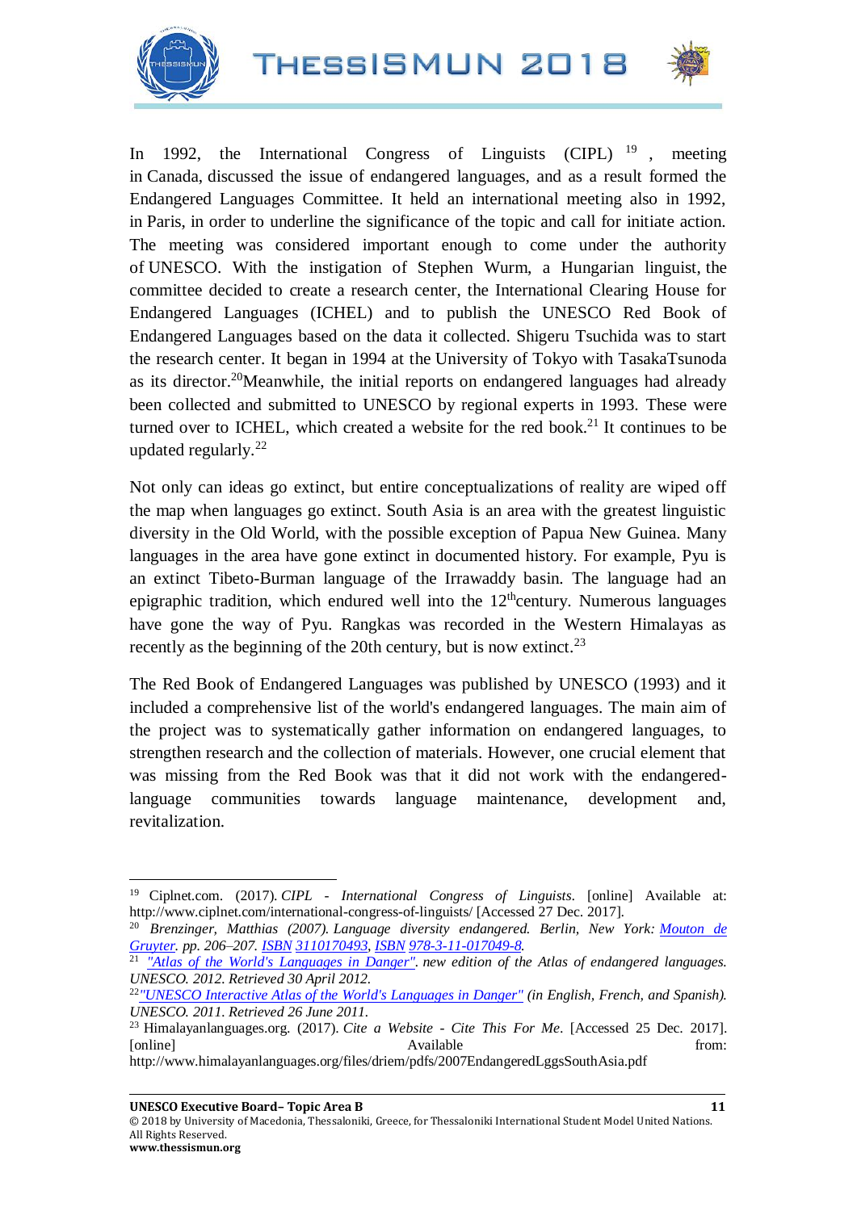In 1992, the International Congress of Linguists (CIPL) [19] , meeting in Canada, discussed the issue of endangered languages, and as a result formed the Endangered Languages Committee. It held an international meeting also in 1992, in Paris, in order to underline the significance of the topic and call for initiate action. The meeting was considered important enough to come under the authority of UNESCO. With the instigation of Stephen Wurm, a Hungarian linguist, the committee decided to create a research center, the International Clearing House for Endangered Languages (ICHEL) and to publish the UNESCO Red Book of Endangered Languages based on the data it collected. Shigeru Tsuchida was to start the research center. It began in 1994 at the University of Tokyo with TasakaTsunoda as its director.[20]Meanwhile, the initial reports on endangered languages had already been collected and submitted to UNESCO by regional experts in 1993. These were turned over to ICHEL, which created a website for the red book.[21] It continues to be updated regularly.[22]

Not only can ideas go extinct, but entire conceptualizations of reality are wiped off the map when languages go extinct. South Asia is an area with the greatest linguistic diversity in the Old World, with the possible exception of Papua New Guinea. Many languages in the area have gone extinct in documented history. For example, Pyu is an extinct Tibeto-Burman language of the Irrawaddy basin. The language had an epigraphic tradition, which endured well into the 12thcentury. Numerous languages have gone the way of Pyu. Rangkas was recorded in the Western Himalayas as recently as the beginning of the 20th century, but is now extinct.[23]

The Red Book of Endangered Languages was published by UNESCO (1993) and it included a comprehensive list of the world's endangered languages. The main aim of the project was to systematically gather information on endangered languages, to strengthen research and the collection of materials. However, one crucial element that was missing from the Red Book was that it did not work with the endangered-language communities towards language maintenance, development and, revitalization.

---

[19] Ciplnet.com. (2017). *CIPL - International Congress of Linguists*. [online] Available at: http://www.ciplnet.com/international-congress-of-linguists/ [Accessed 27 Dec. 2017].

[20] *Brenzinger, Matthias (2007). Language diversity endangered. Berlin, New York: Mouton de Gruyter. pp. 206–207. ISBN 3110170493, ISBN 978-3-11-017049-8.*

[21] *"Atlas of the World's Languages in Danger". new edition of the Atlas of endangered languages. UNESCO. 2012. Retrieved 30 April 2012.*

[22] *"UNESCO Interactive Atlas of the World's Languages in Danger" (in English, French, and Spanish). UNESCO. 2011. Retrieved 26 June 2011.*

[23] Himalayanlanguages.org. (2017). *Cite a Website - Cite This For Me*. [Accessed 25 Dec. 2017]. [online] Available from: http://www.himalayanlanguages.org/files/driem/pdfs/2007EndangeredLggsSouthAsia.pdf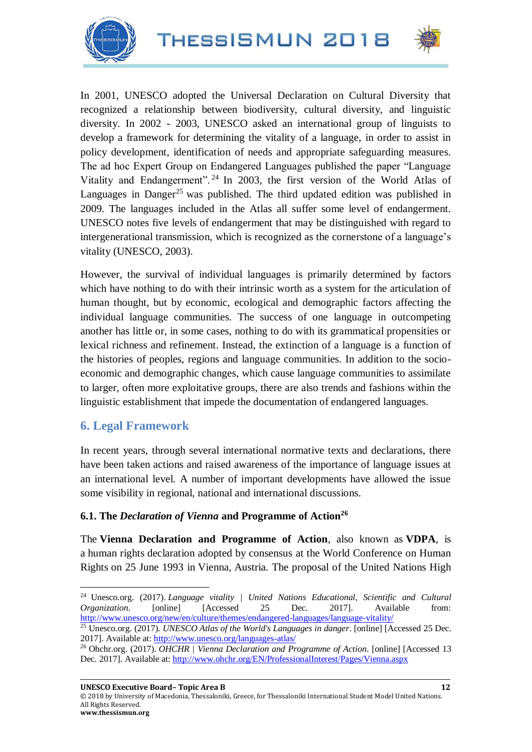In 2001, UNESCO adopted the Universal Declaration on Cultural Diversity that recognized a relationship between biodiversity, cultural diversity, and linguistic diversity. In 2002 - 2003, UNESCO asked an international group of linguists to develop a framework for determining the vitality of a language, in order to assist in policy development, identification of needs and appropriate safeguarding measures. The ad hoc Expert Group on Endangered Languages published the paper "Language Vitality and Endangerment".[24] In 2003, the first version of the World Atlas of Languages in Danger[25] was published. The third updated edition was published in 2009. The languages included in the Atlas all suffer some level of endangerment. UNESCO notes five levels of endangerment that may be distinguished with regard to intergenerational transmission, which is recognized as the cornerstone of a language's vitality (UNESCO, 2003).

However, the survival of individual languages is primarily determined by factors which have nothing to do with their intrinsic worth as a system for the articulation of human thought, but by economic, ecological and demographic factors affecting the individual language communities. The success of one language in outcompeting another has little or, in some cases, nothing to do with its grammatical propensities or lexical richness and refinement. Instead, the extinction of a language is a function of the histories of peoples, regions and language communities. In addition to the socio-economic and demographic changes, which cause language communities to assimilate to larger, often more exploitative groups, there are also trends and fashions within the linguistic establishment that impede the documentation of endangered languages.

## 6. Legal Framework

In recent years, through several international normative texts and declarations, there have been taken actions and raised awareness of the importance of language issues at an international level. A number of important developments have allowed the issue some visibility in regional, national and international discussions.

### 6.1. The *Declaration of Vienna* and Programme of Action[26]

The **Vienna Declaration and Programme of Action**, also known as **VDPA**, is a human rights declaration adopted by consensus at the World Conference on Human Rights on 25 June 1993 in Vienna, Austria. The proposal of the United Nations High

---

[24] Unesco.org. (2017). *Language vitality | United Nations Educational, Scientific and Cultural Organization*. [online] [Accessed 25 Dec. 2017]. Available from: http://www.unesco.org/new/en/culture/themes/endangered-languages/language-vitality/

[25] Unesco.org. (2017). *UNESCO Atlas of the World's Languages in danger*. [online] [Accessed 25 Dec. 2017]. Available at: http://www.unesco.org/languages-atlas/

[26] Ohchr.org. (2017). *OHCHR | Vienna Declaration and Programme of Action*. [online] [Accessed 13 Dec. 2017]. Available at: http://www.ohchr.org/EN/ProfessionalInterest/Pages/Vienna.aspx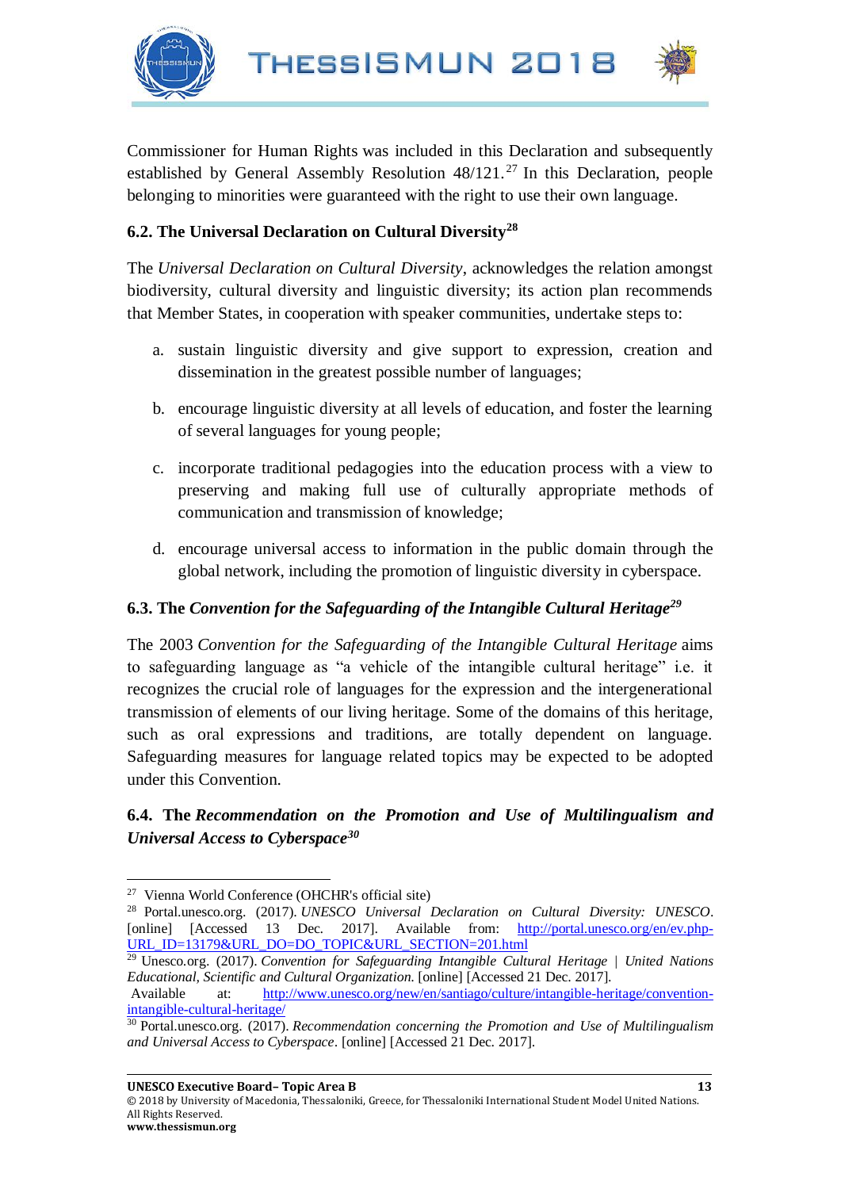Commissioner for Human Rights was included in this Declaration and subsequently established by General Assembly Resolution 48/121.[27] In this Declaration, people belonging to minorities were guaranteed with the right to use their own language.

### 6.2. The Universal Declaration on Cultural Diversity[28]

The *Universal Declaration on Cultural Diversity*, acknowledges the relation amongst biodiversity, cultural diversity and linguistic diversity; its action plan recommends that Member States, in cooperation with speaker communities, undertake steps to:

a. sustain linguistic diversity and give support to expression, creation and dissemination in the greatest possible number of languages;

b. encourage linguistic diversity at all levels of education, and foster the learning of several languages for young people;

c. incorporate traditional pedagogies into the education process with a view to preserving and making full use of culturally appropriate methods of communication and transmission of knowledge;

d. encourage universal access to information in the public domain through the global network, including the promotion of linguistic diversity in cyberspace.

### 6.3. The *Convention for the Safeguarding of the Intangible Cultural Heritage*[29]

The 2003 *Convention for the Safeguarding of the Intangible Cultural Heritage* aims to safeguarding language as "a vehicle of the intangible cultural heritage" i.e. it recognizes the crucial role of languages for the expression and the intergenerational transmission of elements of our living heritage. Some of the domains of this heritage, such as oral expressions and traditions, are totally dependent on language. Safeguarding measures for language related topics may be expected to be adopted under this Convention.

### 6.4. The *Recommendation on the Promotion and Use of Multilingualism and Universal Access to Cyberspace*[30]

---

[27] Vienna World Conference (OHCHR's official site)

[28] Portal.unesco.org. (2017). *UNESCO Universal Declaration on Cultural Diversity: UNESCO*. [online] [Accessed 13 Dec. 2017]. Available from: http://portal.unesco.org/en/ev.php-URL_ID=13179&URL_DO=DO_TOPIC&URL_SECTION=201.html

[29] Unesco.org. (2017). *Convention for Safeguarding Intangible Cultural Heritage | United Nations Educational, Scientific and Cultural Organization.* [online] [Accessed 21 Dec. 2017]. Available at: http://www.unesco.org/new/en/santiago/culture/intangible-heritage/convention-intangible-cultural-heritage/

[30] Portal.unesco.org. (2017). *Recommendation concerning the Promotion and Use of Multilingualism and Universal Access to Cyberspace*. [online] [Accessed 21 Dec. 2017].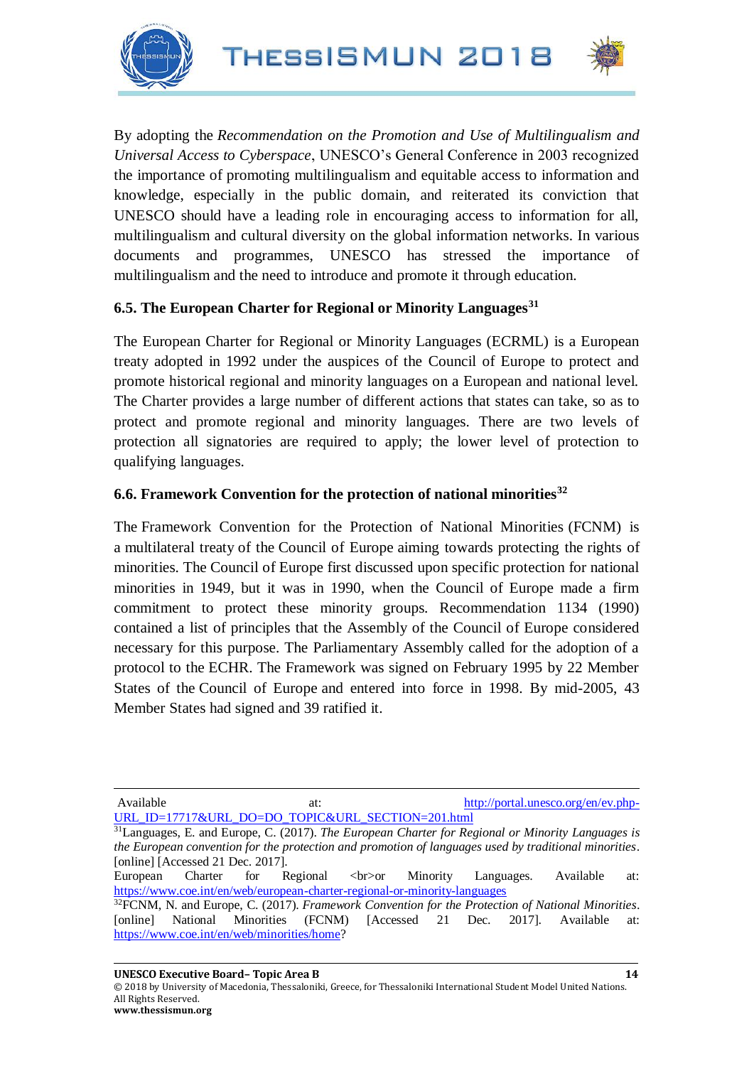By adopting the *Recommendation on the Promotion and Use of Multilingualism and Universal Access to Cyberspace*, UNESCO's General Conference in 2003 recognized the importance of promoting multilingualism and equitable access to information and knowledge, especially in the public domain, and reiterated its conviction that UNESCO should have a leading role in encouraging access to information for all, multilingualism and cultural diversity on the global information networks. In various documents and programmes, UNESCO has stressed the importance of multilingualism and the need to introduce and promote it through education.

### 6.5. The European Charter for Regional or Minority Languages[31]

The European Charter for Regional or Minority Languages (ECRML) is a European treaty adopted in 1992 under the auspices of the Council of Europe to protect and promote historical regional and minority languages on a European and national level. The Charter provides a large number of different actions that states can take, so as to protect and promote regional and minority languages. There are two levels of protection all signatories are required to apply; the lower level of protection to qualifying languages.

### 6.6. Framework Convention for the protection of national minorities[32]

The Framework Convention for the Protection of National Minorities (FCNM) is a multilateral treaty of the Council of Europe aiming towards protecting the rights of minorities. The Council of Europe first discussed upon specific protection for national minorities in 1949, but it was in 1990, when the Council of Europe made a firm commitment to protect these minority groups. Recommendation 1134 (1990) contained a list of principles that the Assembly of the Council of Europe considered necessary for this purpose. The Parliamentary Assembly called for the adoption of a protocol to the ECHR. The Framework was signed on February 1995 by 22 Member States of the Council of Europe and entered into force in 1998. By mid-2005, 43 Member States had signed and 39 ratified it.

---

Available at: http://portal.unesco.org/en/ev.php-URL_ID=17717&URL_DO=DO_TOPIC&URL_SECTION=201.html

[31] Languages, E. and Europe, C. (2017). *The European Charter for Regional or Minority Languages is the European convention for the protection and promotion of languages used by traditional minorities*. [online] [Accessed 21 Dec. 2017]. European Charter for Regional <br>or Minority Languages. Available at: https://www.coe.int/en/web/european-charter-regional-or-minority-languages

[32] FCNM, N. and Europe, C. (2017). *Framework Convention for the Protection of National Minorities*. [online] National Minorities (FCNM) [Accessed 21 Dec. 2017]. Available at: https://www.coe.int/en/web/minorities/home?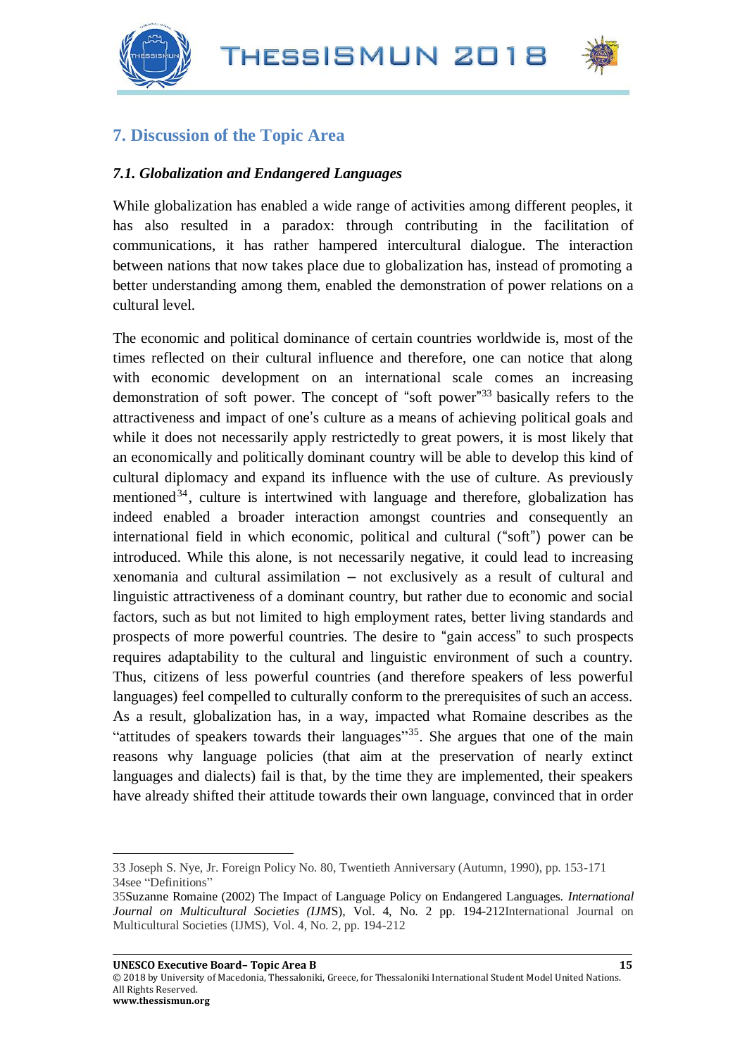## 7. Discussion of the Topic Area

### *7.1. Globalization and Endangered Languages*

While globalization has enabled a wide range of activities among different peoples, it has also resulted in a paradox: through contributing in the facilitation of communications, it has rather hampered intercultural dialogue. The interaction between nations that now takes place due to globalization has, instead of promoting a better understanding among them, enabled the demonstration of power relations on a cultural level.

The economic and political dominance of certain countries worldwide is, most of the times reflected on their cultural influence and therefore, one can notice that along with economic development on an international scale comes an increasing demonstration of soft power. The concept of "soft power"[33] basically refers to the attractiveness and impact of one's culture as a means of achieving political goals and while it does not necessarily apply restrictedly to great powers, it is most likely that an economically and politically dominant country will be able to develop this kind of cultural diplomacy and expand its influence with the use of culture. As previously mentioned[34], culture is intertwined with language and therefore, globalization has indeed enabled a broader interaction amongst countries and consequently an international field in which economic, political and cultural ("soft") power can be introduced. While this alone, is not necessarily negative, it could lead to increasing xenomania and cultural assimilation – not exclusively as a result of cultural and linguistic attractiveness of a dominant country, but rather due to economic and social factors, such as but not limited to high employment rates, better living standards and prospects of more powerful countries. The desire to "gain access" to such prospects requires adaptability to the cultural and linguistic environment of such a country. Thus, citizens of less powerful countries (and therefore speakers of less powerful languages) feel compelled to culturally conform to the prerequisites of such an access. As a result, globalization has, in a way, impacted what Romaine describes as the "attitudes of speakers towards their languages"[35]. She argues that one of the main reasons why language policies (that aim at the preservation of nearly extinct languages and dialects) fail is that, by the time they are implemented, their speakers have already shifted their attitude towards their own language, convinced that in order

---

33 Joseph S. Nye, Jr. Foreign Policy No. 80, Twentieth Anniversary (Autumn, 1990), pp. 153-171

34see "Definitions"

35Suzanne Romaine (2002) The Impact of Language Policy on Endangered Languages. *International Journal on Multicultural Societies (IJM*S), Vol. 4, No. 2 pp. 194-212International Journal on Multicultural Societies (IJMS), Vol. 4, No. 2, pp. 194-212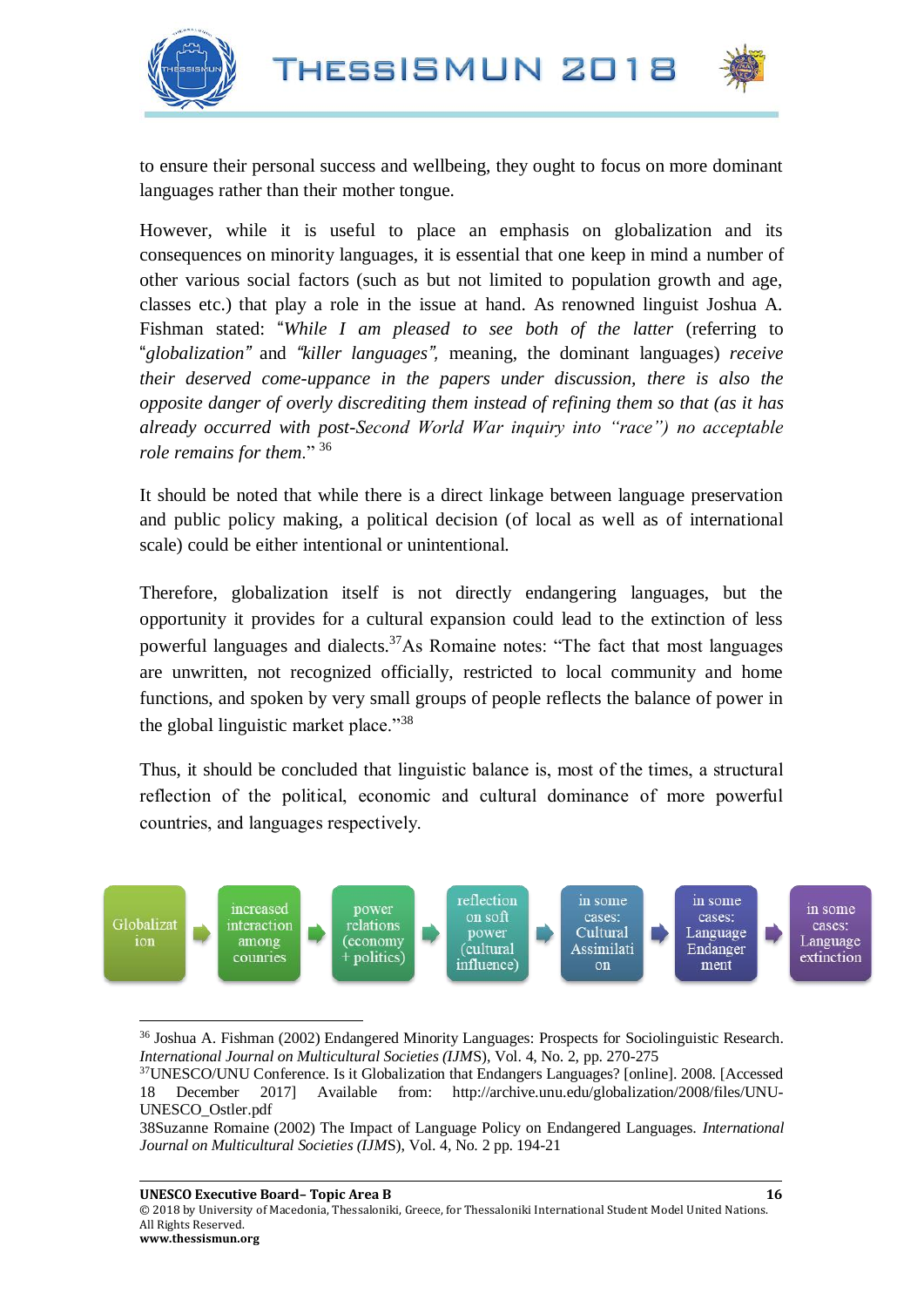to ensure their personal success and wellbeing, they ought to focus on more dominant languages rather than their mother tongue.

However, while it is useful to place an emphasis on globalization and its consequences on minority languages, it is essential that one keep in mind a number of other various social factors (such as but not limited to population growth and age, classes etc.) that play a role in the issue at hand. As renowned linguist Joshua A. Fishman stated: "*While I am pleased to see both of the latter* (referring to "*globalization*" and "*killer languages*", meaning, the dominant languages) *receive their deserved come-uppance in the papers under discussion, there is also the opposite danger of overly discrediting them instead of refining them so that (as it has already occurred with post-Second World War inquiry into "race") no acceptable role remains for them*."[36]

It should be noted that while there is a direct linkage between language preservation and public policy making, a political decision (of local as well as of international scale) could be either intentional or unintentional.

Therefore, globalization itself is not directly endangering languages, but the opportunity it provides for a cultural expansion could lead to the extinction of less powerful languages and dialects.[37] As Romaine notes: "The fact that most languages are unwritten, not recognized officially, restricted to local community and home functions, and spoken by very small groups of people reflects the balance of power in the global linguistic market place."[38]

Thus, it should be concluded that linguistic balance is, most of the times, a structural reflection of the political, economic and cultural dominance of more powerful countries, and languages respectively.

Globalization → increased interaction among counries → power relations (economy + politics) → reflection on soft power (cultural influence) → in some cases: Cultural Assimilation → in some cases: Language Endangerment → in some cases: Language extinction

---

[36] Joshua A. Fishman (2002) Endangered Minority Languages: Prospects for Sociolinguistic Research. *International Journal on Multicultural Societies (IJMS*), Vol. 4, No. 2, pp. 270-275

[37] UNESCO/UNU Conference. Is it Globalization that Endangers Languages? [online]. 2008. [Accessed 18 December 2017] Available from: http://archive.unu.edu/globalization/2008/files/UNU-UNESCO_Ostler.pdf

38Suzanne Romaine (2002) The Impact of Language Policy on Endangered Languages. *International Journal on Multicultural Societies (IJMS*), Vol. 4, No. 2 pp. 194-21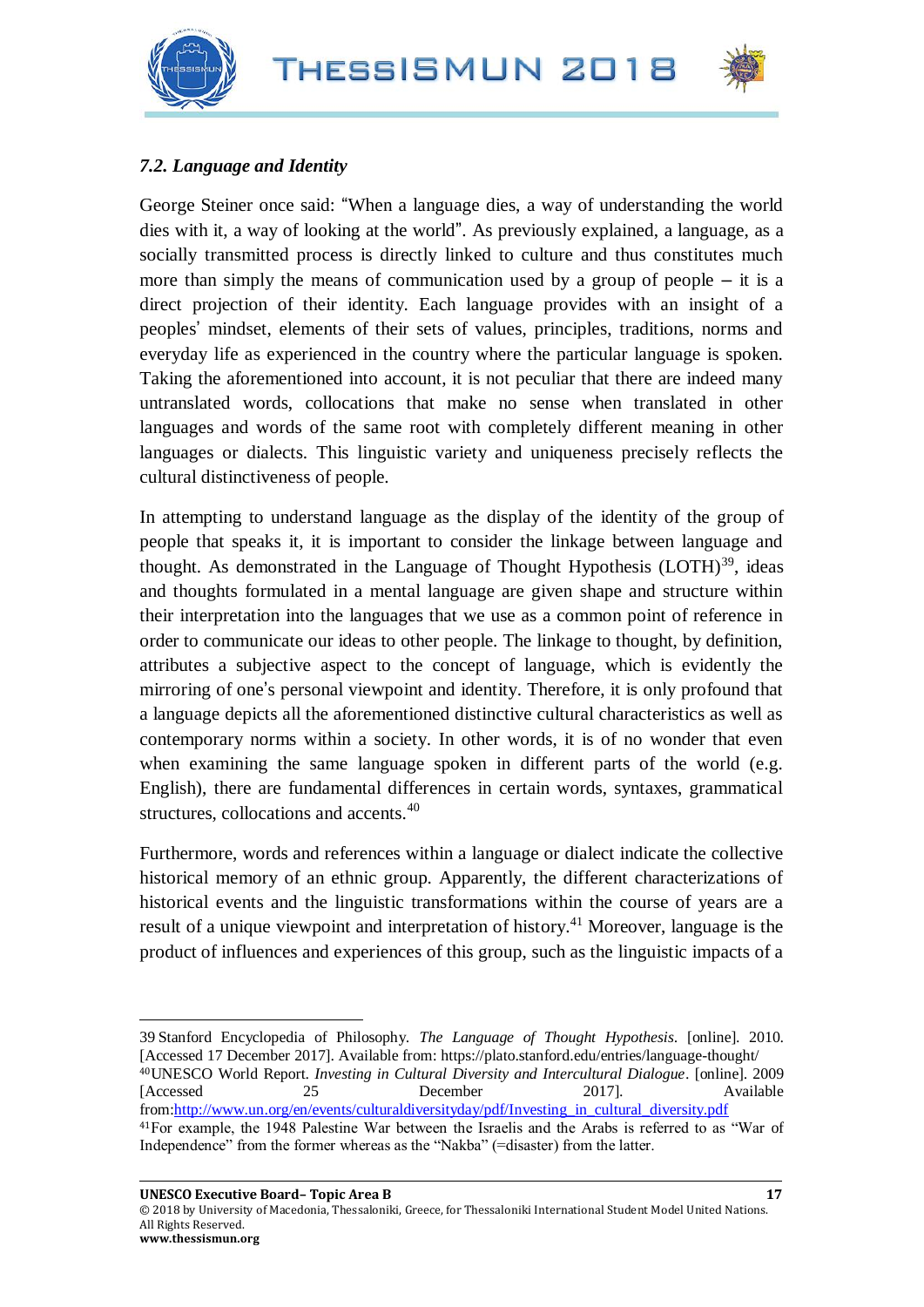### *7.2. Language and Identity*

George Steiner once said: "When a language dies, a way of understanding the world dies with it, a way of looking at the world". As previously explained, a language, as a socially transmitted process is directly linked to culture and thus constitutes much more than simply the means of communication used by a group of people – it is a direct projection of their identity. Each language provides with an insight of a peoples' mindset, elements of their sets of values, principles, traditions, norms and everyday life as experienced in the country where the particular language is spoken. Taking the aforementioned into account, it is not peculiar that there are indeed many untranslated words, collocations that make no sense when translated in other languages and words of the same root with completely different meaning in other languages or dialects. This linguistic variety and uniqueness precisely reflects the cultural distinctiveness of people.

In attempting to understand language as the display of the identity of the group of people that speaks it, it is important to consider the linkage between language and thought. As demonstrated in the Language of Thought Hypothesis (LOTH)[39], ideas and thoughts formulated in a mental language are given shape and structure within their interpretation into the languages that we use as a common point of reference in order to communicate our ideas to other people. The linkage to thought, by definition, attributes a subjective aspect to the concept of language, which is evidently the mirroring of one's personal viewpoint and identity. Therefore, it is only profound that a language depicts all the aforementioned distinctive cultural characteristics as well as contemporary norms within a society. In other words, it is of no wonder that even when examining the same language spoken in different parts of the world (e.g. English), there are fundamental differences in certain words, syntaxes, grammatical structures, collocations and accents.[40]

Furthermore, words and references within a language or dialect indicate the collective historical memory of an ethnic group. Apparently, the different characterizations of historical events and the linguistic transformations within the course of years are a result of a unique viewpoint and interpretation of history.[41] Moreover, language is the product of influences and experiences of this group, such as the linguistic impacts of a

---

39 Stanford Encyclopedia of Philosophy. *The Language of Thought Hypothesis*. [online]. 2010. [Accessed 17 December 2017]. Available from: https://plato.stanford.edu/entries/language-thought/

40 UNESCO World Report. *Investing in Cultural Diversity and Intercultural Dialogue*. [online]. 2009 [Accessed 25 December 2017]. Available from: http://www.un.org/en/events/culturaldiversityday/pdf/Investing_in_cultural_diversity.pdf

41 For example, the 1948 Palestine War between the Israelis and the Arabs is referred to as "War of Independence" from the former whereas as the "Nakba" (=disaster) from the latter.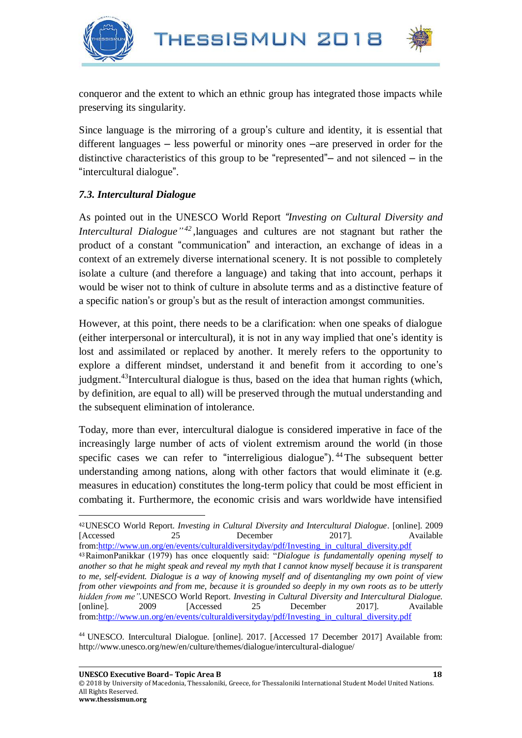conqueror and the extent to which an ethnic group has integrated those impacts while preserving its singularity.

Since language is the mirroring of a group's culture and identity, it is essential that different languages – less powerful or minority ones –are preserved in order for the distinctive characteristics of this group to be "represented"– and not silenced – in the "intercultural dialogue".

### *7.3. Intercultural Dialogue*

As pointed out in the UNESCO World Report *"Investing on Cultural Diversity and Intercultural Dialogue"*[42],languages and cultures are not stagnant but rather the product of a constant "communication" and interaction, an exchange of ideas in a context of an extremely diverse international scenery. It is not possible to completely isolate a culture (and therefore a language) and taking that into account, perhaps it would be wiser not to think of culture in absolute terms and as a distinctive feature of a specific nation's or group's but as the result of interaction amongst communities.

However, at this point, there needs to be a clarification: when one speaks of dialogue (either interpersonal or intercultural), it is not in any way implied that one's identity is lost and assimilated or replaced by another. It merely refers to the opportunity to explore a different mindset, understand it and benefit from it according to one's judgment.[43]Intercultural dialogue is thus, based on the idea that human rights (which, by definition, are equal to all) will be preserved through the mutual understanding and the subsequent elimination of intolerance.

Today, more than ever, intercultural dialogue is considered imperative in face of the increasingly large number of acts of violent extremism around the world (in those specific cases we can refer to "interreligious dialogue").[44] The subsequent better understanding among nations, along with other factors that would eliminate it (e.g. measures in education) constitutes the long-term policy that could be most efficient in combating it. Furthermore, the economic crisis and wars worldwide have intensified

---

[42]UNESCO World Report. *Investing in Cultural Diversity and Intercultural Dialogue*. [online]. 2009 [Accessed 25 December 2017]. Available from:http://www.un.org/en/events/culturaldiversityday/pdf/Investing_in_cultural_diversity.pdf

[43]RaimonPanikkar (1979) has once eloquently said: "*Dialogue is fundamentally opening myself to another so that he might speak and reveal my myth that I cannot know myself because it is transparent to me, self-evident. Dialogue is a way of knowing myself and of disentangling my own point of view from other viewpoints and from me, because it is grounded so deeply in my own roots as to be utterly hidden from me"*.UNESCO World Report. *Investing in Cultural Diversity and Intercultural Dialogue.* [online]. 2009 [Accessed 25 December 2017]. Available from:http://www.un.org/en/events/culturaldiversityday/pdf/Investing_in_cultural_diversity.pdf

[44] UNESCO. Intercultural Dialogue. [online]. 2017. [Accessed 17 December 2017] Available from: http://www.unesco.org/new/en/culture/themes/dialogue/intercultural-dialogue/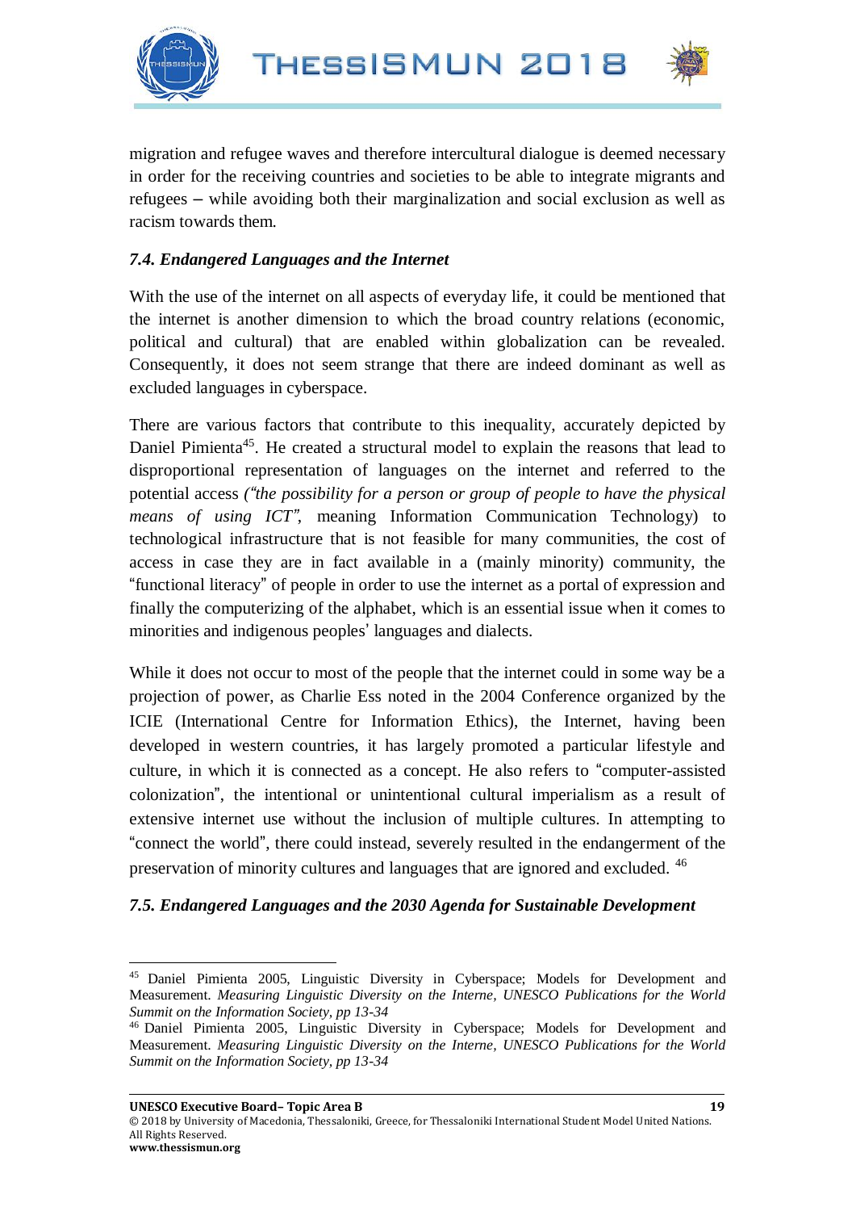migration and refugee waves and therefore intercultural dialogue is deemed necessary in order for the receiving countries and societies to be able to integrate migrants and refugees – while avoiding both their marginalization and social exclusion as well as racism towards them.

### *7.4. Endangered Languages and the Internet*

With the use of the internet on all aspects of everyday life, it could be mentioned that the internet is another dimension to which the broad country relations (economic, political and cultural) that are enabled within globalization can be revealed. Consequently, it does not seem strange that there are indeed dominant as well as excluded languages in cyberspace.

There are various factors that contribute to this inequality, accurately depicted by Daniel Pimienta[45]. He created a structural model to explain the reasons that lead to disproportional representation of languages on the internet and referred to the potential access *("the possibility for a person or group of people to have the physical means of using ICT"*, meaning Information Communication Technology) to technological infrastructure that is not feasible for many communities, the cost of access in case they are in fact available in a (mainly minority) community, the "functional literacy" of people in order to use the internet as a portal of expression and finally the computerizing of the alphabet, which is an essential issue when it comes to minorities and indigenous peoples' languages and dialects.

While it does not occur to most of the people that the internet could in some way be a projection of power, as Charlie Ess noted in the 2004 Conference organized by the ICIE (International Centre for Information Ethics), the Internet, having been developed in western countries, it has largely promoted a particular lifestyle and culture, in which it is connected as a concept. He also refers to "computer-assisted colonization", the intentional or unintentional cultural imperialism as a result of extensive internet use without the inclusion of multiple cultures. In attempting to "connect the world", there could instead, severely resulted in the endangerment of the preservation of minority cultures and languages that are ignored and excluded. [46]

### *7.5. Endangered Languages and the 2030 Agenda for Sustainable Development*

---

[45] Daniel Pimienta 2005, Linguistic Diversity in Cyberspace; Models for Development and Measurement. *Measuring Linguistic Diversity on the Interne, UNESCO Publications for the World Summit on the Information Society, pp 13-34*

[46] Daniel Pimienta 2005, Linguistic Diversity in Cyberspace; Models for Development and Measurement. *Measuring Linguistic Diversity on the Interne, UNESCO Publications for the World Summit on the Information Society, pp 13-34*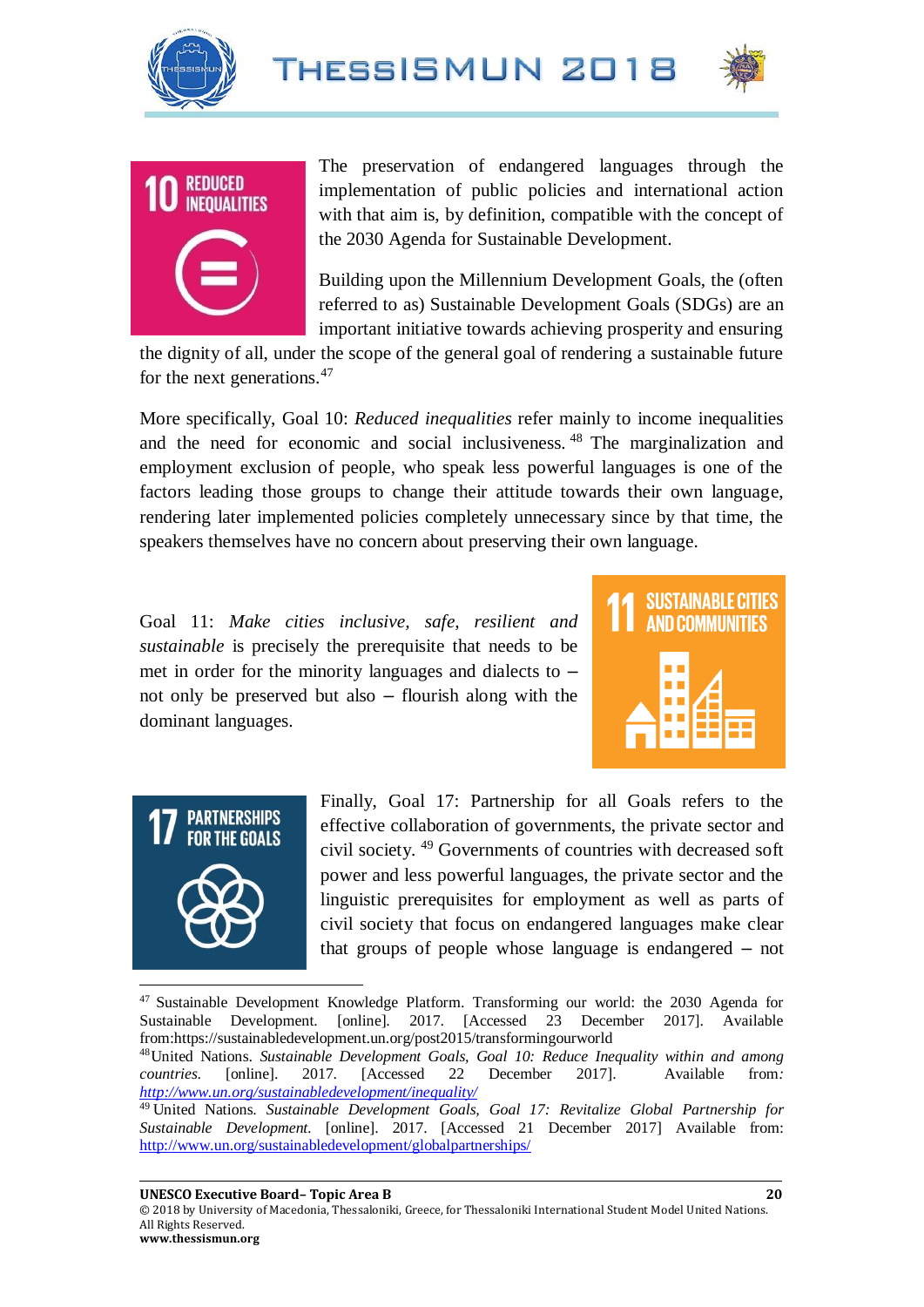The preservation of endangered languages through the implementation of public policies and international action with that aim is, by definition, compatible with the concept of the 2030 Agenda for Sustainable Development.

Building upon the Millennium Development Goals, the (often referred to as) Sustainable Development Goals (SDGs) are an important initiative towards achieving prosperity and ensuring the dignity of all, under the scope of the general goal of rendering a sustainable future for the next generations.[47]

More specifically, Goal 10: *Reduced inequalities* refer mainly to income inequalities and the need for economic and social inclusiveness.[48] The marginalization and employment exclusion of people, who speak less powerful languages is one of the factors leading those groups to change their attitude towards their own language, rendering later implemented policies completely unnecessary since by that time, the speakers themselves have no concern about preserving their own language.

Goal 11: *Make cities inclusive, safe, resilient and sustainable* is precisely the prerequisite that needs to be met in order for the minority languages and dialects to – not only be preserved but also – flourish along with the dominant languages.

Finally, Goal 17: Partnership for all Goals refers to the effective collaboration of governments, the private sector and civil society.[49] Governments of countries with decreased soft power and less powerful languages, the private sector and the linguistic prerequisites for employment as well as parts of civil society that focus on endangered languages make clear that groups of people whose language is endangered – not

---

[47] Sustainable Development Knowledge Platform. Transforming our world: the 2030 Agenda for Sustainable Development. [online]. 2017. [Accessed 23 December 2017]. Available from:https://sustainabledevelopment.un.org/post2015/transformingourworld

[48] United Nations. *Sustainable Development Goals, Goal 10: Reduce Inequality within and among countries.* [online]. 2017. [Accessed 22 December 2017]. Available from: *http://www.un.org/sustainabledevelopment/inequality/*

[49] United Nations. *Sustainable Development Goals, Goal 17: Revitalize Global Partnership for Sustainable Development.* [online]. 2017. [Accessed 21 December 2017] Available from: http://www.un.org/sustainabledevelopment/globalpartnerships/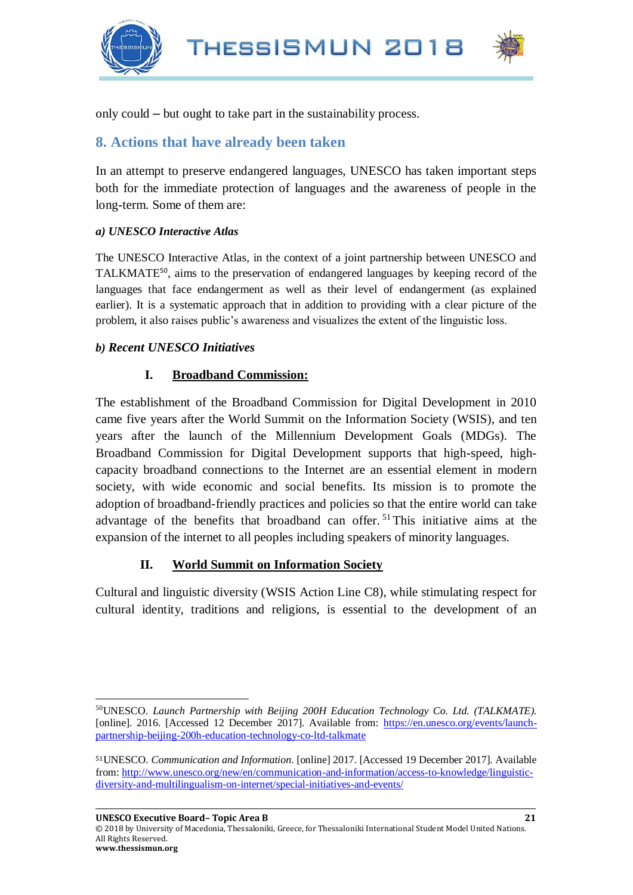only could – but ought to take part in the sustainability process.

## 8. Actions that have already been taken

In an attempt to preserve endangered languages, UNESCO has taken important steps both for the immediate protection of languages and the awareness of people in the long-term. Some of them are:

***a) UNESCO Interactive Atlas***

The UNESCO Interactive Atlas, in the context of a joint partnership between UNESCO and TALKMATE[50], aims to the preservation of endangered languages by keeping record of the languages that face endangerment as well as their level of endangerment (as explained earlier). It is a systematic approach that in addition to providing with a clear picture of the problem, it also raises public's awareness and visualizes the extent of the linguistic loss.

***b) Recent UNESCO Initiatives***

**I. Broadband Commission:**

The establishment of the Broadband Commission for Digital Development in 2010 came five years after the World Summit on the Information Society (WSIS), and ten years after the launch of the Millennium Development Goals (MDGs). The Broadband Commission for Digital Development supports that high-speed, high-capacity broadband connections to the Internet are an essential element in modern society, with wide economic and social benefits. Its mission is to promote the adoption of broadband-friendly practices and policies so that the entire world can take advantage of the benefits that broadband can offer.[51] This initiative aims at the expansion of the internet to all peoples including speakers of minority languages.

**II. World Summit on Information Society**

Cultural and linguistic diversity (WSIS Action Line C8), while stimulating respect for cultural identity, traditions and religions, is essential to the development of an

---

[50] UNESCO. *Launch Partnership with Beijing 200H Education Technology Co. Ltd. (TALKMATE).* [online]. 2016. [Accessed 12 December 2017]. Available from: https://en.unesco.org/events/launch-partnership-beijing-200h-education-technology-co-ltd-talkmate

[51] UNESCO. *Communication and Information.* [online] 2017. [Accessed 19 December 2017]. Available from: http://www.unesco.org/new/en/communication-and-information/access-to-knowledge/linguistic-diversity-and-multilingualism-on-internet/special-initiatives-and-events/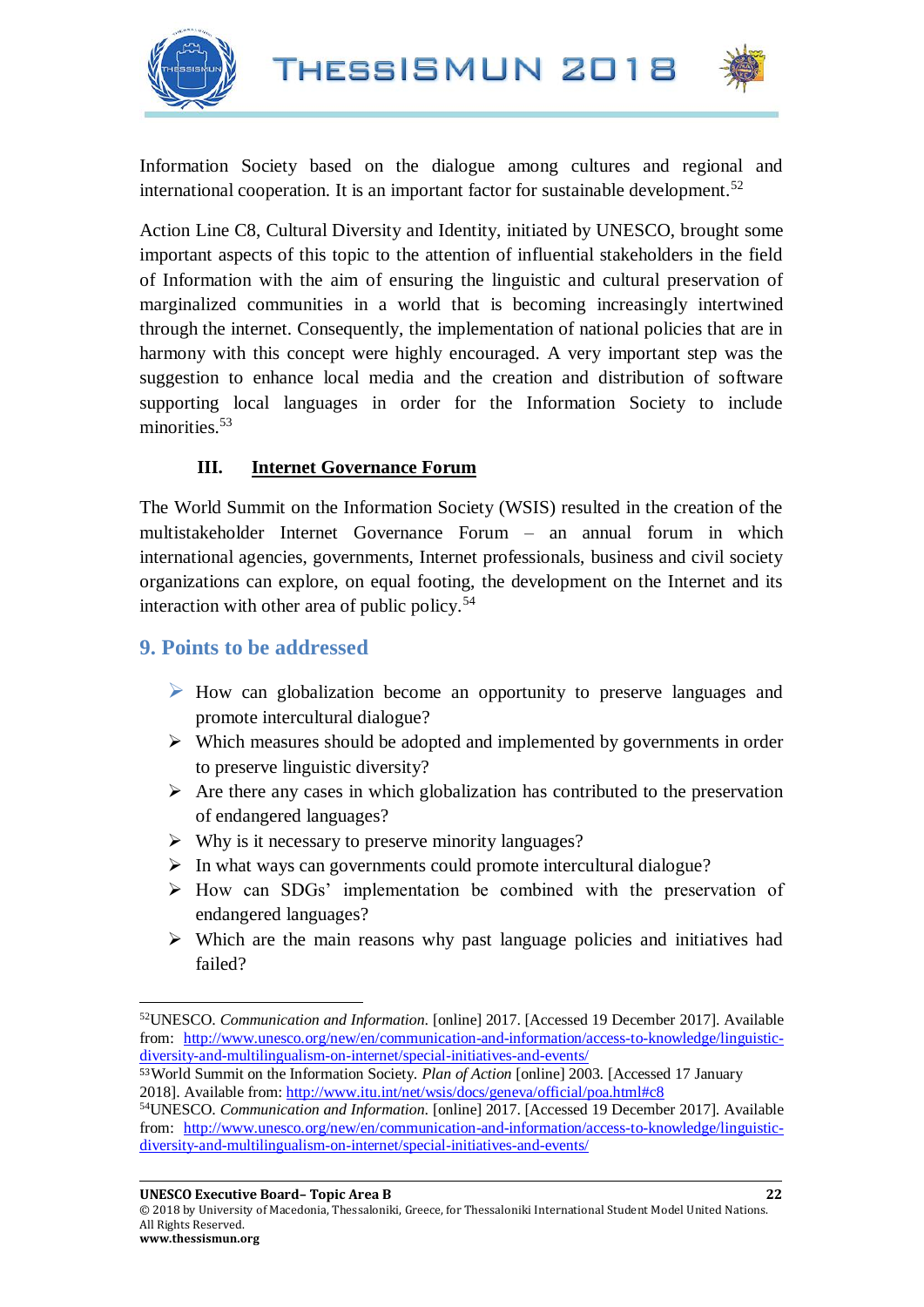Information Society based on the dialogue among cultures and regional and international cooperation. It is an important factor for sustainable development.[52]

Action Line C8, Cultural Diversity and Identity, initiated by UNESCO, brought some important aspects of this topic to the attention of influential stakeholders in the field of Information with the aim of ensuring the linguistic and cultural preservation of marginalized communities in a world that is becoming increasingly intertwined through the internet. Consequently, the implementation of national policies that are in harmony with this concept were highly encouraged. A very important step was the suggestion to enhance local media and the creation and distribution of software supporting local languages in order for the Information Society to include minorities.[53]

### III. Internet Governance Forum

The World Summit on the Information Society (WSIS) resulted in the creation of the multistakeholder Internet Governance Forum – an annual forum in which international agencies, governments, Internet professionals, business and civil society organizations can explore, on equal footing, the development on the Internet and its interaction with other area of public policy.[54]

## 9. Points to be addressed

- How can globalization become an opportunity to preserve languages and promote intercultural dialogue?
- Which measures should be adopted and implemented by governments in order to preserve linguistic diversity?
- Are there any cases in which globalization has contributed to the preservation of endangered languages?
- Why is it necessary to preserve minority languages?
- In what ways can governments could promote intercultural dialogue?
- How can SDGs' implementation be combined with the preservation of endangered languages?
- Which are the main reasons why past language policies and initiatives had failed?

---

[52] UNESCO. *Communication and Information.* [online] 2017. [Accessed 19 December 2017]. Available from: http://www.unesco.org/new/en/communication-and-information/access-to-knowledge/linguistic-diversity-and-multilingualism-on-internet/special-initiatives-and-events/

[53] World Summit on the Information Society. *Plan of Action* [online] 2003. [Accessed 17 January 2018]. Available from: http://www.itu.int/net/wsis/docs/geneva/official/poa.html#c8

[54] UNESCO. *Communication and Information.* [online] 2017. [Accessed 19 December 2017]. Available from: http://www.unesco.org/new/en/communication-and-information/access-to-knowledge/linguistic-diversity-and-multilingualism-on-internet/special-initiatives-and-events/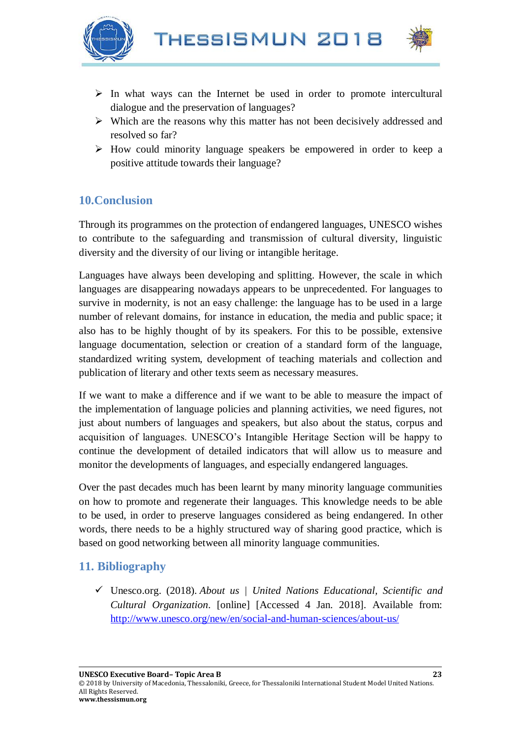- In what ways can the Internet be used in order to promote intercultural dialogue and the preservation of languages?
- Which are the reasons why this matter has not been decisively addressed and resolved so far?
- How could minority language speakers be empowered in order to keep a positive attitude towards their language?

## 10.Conclusion

Through its programmes on the protection of endangered languages, UNESCO wishes to contribute to the safeguarding and transmission of cultural diversity, linguistic diversity and the diversity of our living or intangible heritage.

Languages have always been developing and splitting. However, the scale in which languages are disappearing nowadays appears to be unprecedented. For languages to survive in modernity, is not an easy challenge: the language has to be used in a large number of relevant domains, for instance in education, the media and public space; it also has to be highly thought of by its speakers. For this to be possible, extensive language documentation, selection or creation of a standard form of the language, standardized writing system, development of teaching materials and collection and publication of literary and other texts seem as necessary measures.

If we want to make a difference and if we want to be able to measure the impact of the implementation of language policies and planning activities, we need figures, not just about numbers of languages and speakers, but also about the status, corpus and acquisition of languages. UNESCO's Intangible Heritage Section will be happy to continue the development of detailed indicators that will allow us to measure and monitor the developments of languages, and especially endangered languages.

Over the past decades much has been learnt by many minority language communities on how to promote and regenerate their languages. This knowledge needs to be able to be used, in order to preserve languages considered as being endangered. In other words, there needs to be a highly structured way of sharing good practice, which is based on good networking between all minority language communities.

## 11. Bibliography

- Unesco.org. (2018). *About us | United Nations Educational, Scientific and Cultural Organization*. [online] [Accessed 4 Jan. 2018]. Available from: http://www.unesco.org/new/en/social-and-human-sciences/about-us/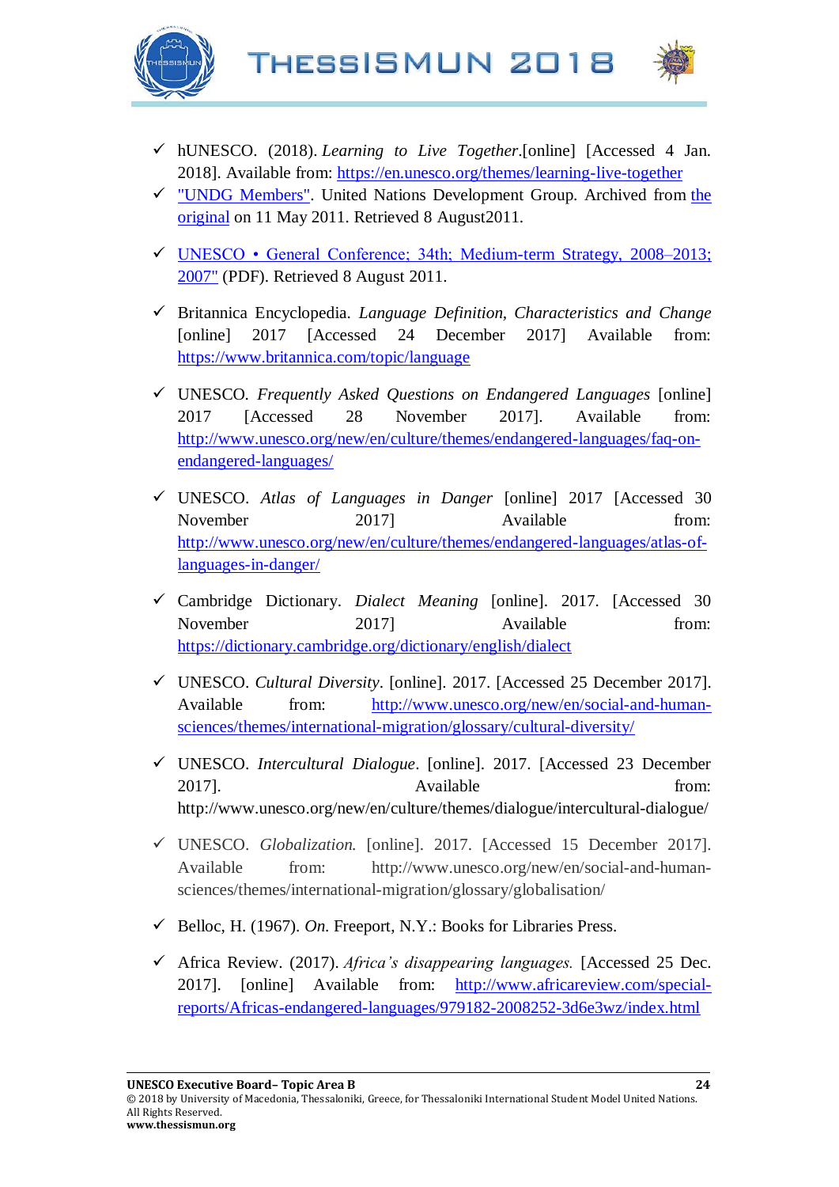- ✓ hUNESCO. (2018). *Learning to Live Together*.[online] [Accessed 4 Jan. 2018]. Available from: https://en.unesco.org/themes/learning-live-together
- ✓ "UNDG Members". United Nations Development Group. Archived from the original on 11 May 2011. Retrieved 8 August2011.
- ✓ UNESCO • General Conference; 34th; Medium-term Strategy, 2008–2013; 2007" (PDF). Retrieved 8 August 2011.
- ✓ Britannica Encyclopedia. *Language Definition, Characteristics and Change* [online] 2017 [Accessed 24 December 2017] Available from: https://www.britannica.com/topic/language
- ✓ UNESCO. *Frequently Asked Questions on Endangered Languages* [online] 2017 [Accessed 28 November 2017]. Available from: http://www.unesco.org/new/en/culture/themes/endangered-languages/faq-on-endangered-languages/
- ✓ UNESCO. *Atlas of Languages in Danger* [online] 2017 [Accessed 30 November 2017] Available from: http://www.unesco.org/new/en/culture/themes/endangered-languages/atlas-of-languages-in-danger/
- ✓ Cambridge Dictionary. *Dialect Meaning* [online]. 2017. [Accessed 30 November 2017] Available from: https://dictionary.cambridge.org/dictionary/english/dialect
- ✓ UNESCO. *Cultural Diversity*. [online]. 2017. [Accessed 25 December 2017]. Available from: http://www.unesco.org/new/en/social-and-human-sciences/themes/international-migration/glossary/cultural-diversity/
- ✓ UNESCO. *Intercultural Dialogue*. [online]. 2017. [Accessed 23 December 2017]. Available from: http://www.unesco.org/new/en/culture/themes/dialogue/intercultural-dialogue/
- ✓ UNESCO. *Globalization.* [online]. 2017. [Accessed 15 December 2017]. Available from: http://www.unesco.org/new/en/social-and-human-sciences/themes/international-migration/glossary/globalisation/
- ✓ Belloc, H. (1967). *On.* Freeport, N.Y.: Books for Libraries Press.
- ✓ Africa Review. (2017). *Africa's disappearing languages.* [Accessed 25 Dec. 2017]. [online] Available from: http://www.africareview.com/special-reports/Africas-endangered-languages/979182-2008252-3d6e3wz/index.html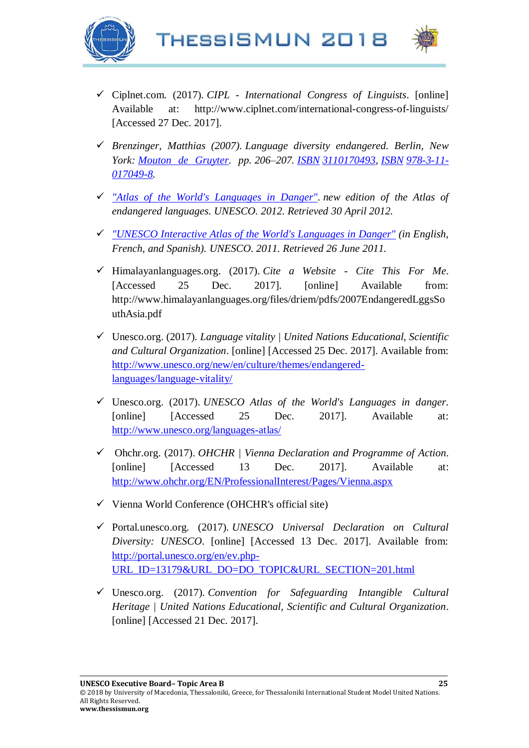- ✓ Ciplnet.com. (2017). *CIPL - International Congress of Linguists*. [online] Available at: http://www.ciplnet.com/international-congress-of-linguists/ [Accessed 27 Dec. 2017].

- ✓ *Brenzinger, Matthias (2007). Language diversity endangered. Berlin, New York: Mouton de Gruyter. pp. 206–207. ISBN 3110170493, ISBN 978-3-11-017049-8.*

- ✓ *"Atlas of the World's Languages in Danger". new edition of the Atlas of endangered languages. UNESCO. 2012. Retrieved 30 April 2012.*

- ✓ *"UNESCO Interactive Atlas of the World's Languages in Danger" (in English, French, and Spanish). UNESCO. 2011. Retrieved 26 June 2011.*

- ✓ Himalayanlanguages.org. (2017). *Cite a Website - Cite This For Me*. [Accessed 25 Dec. 2017]. [online] Available from: http://www.himalayanlanguages.org/files/driem/pdfs/2007EndangeredLggsSouthAsia.pdf

- ✓ Unesco.org. (2017). *Language vitality | United Nations Educational, Scientific and Cultural Organization*. [online] [Accessed 25 Dec. 2017]. Available from: http://www.unesco.org/new/en/culture/themes/endangered-languages/language-vitality/

- ✓ Unesco.org. (2017). *UNESCO Atlas of the World's Languages in danger*. [online] [Accessed 25 Dec. 2017]. Available at: http://www.unesco.org/languages-atlas/

- ✓ Ohchr.org. (2017). *OHCHR | Vienna Declaration and Programme of Action*. [online] [Accessed 13 Dec. 2017]. Available at: http://www.ohchr.org/EN/ProfessionalInterest/Pages/Vienna.aspx

- ✓ Vienna World Conference (OHCHR's official site)

- ✓ Portal.unesco.org. (2017). *UNESCO Universal Declaration on Cultural Diversity: UNESCO*. [online] [Accessed 13 Dec. 2017]. Available from: http://portal.unesco.org/en/ev.php-URL_ID=13179&URL_DO=DO_TOPIC&URL_SECTION=201.html

- ✓ Unesco.org. (2017). *Convention for Safeguarding Intangible Cultural Heritage | United Nations Educational, Scientific and Cultural Organization*. [online] [Accessed 21 Dec. 2017].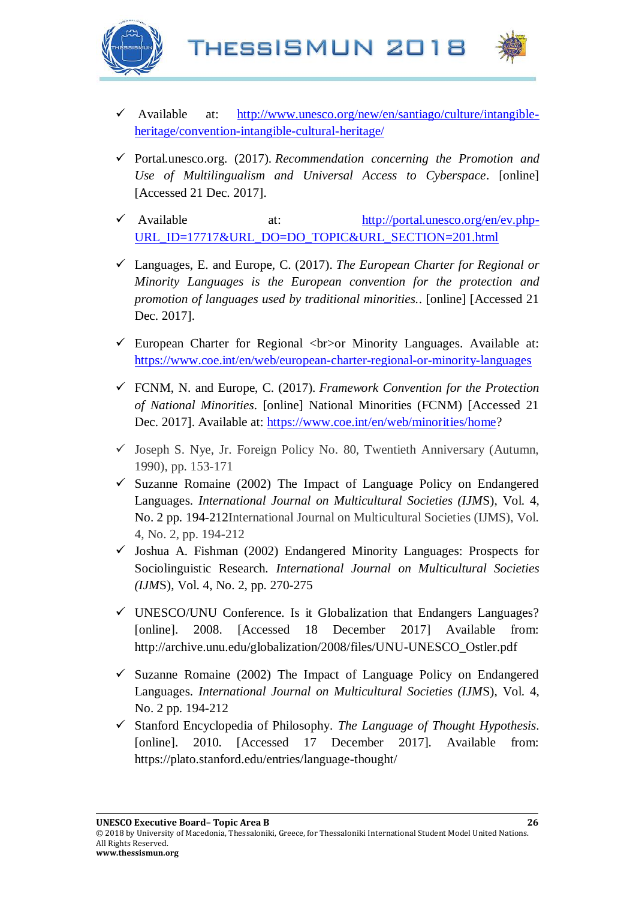- ✓ Available at: http://www.unesco.org/new/en/santiago/culture/intangible-heritage/convention-intangible-cultural-heritage/

- ✓ Portal.unesco.org. (2017). *Recommendation concerning the Promotion and Use of Multilingualism and Universal Access to Cyberspace*. [online] [Accessed 21 Dec. 2017].

- ✓ Available at: http://portal.unesco.org/en/ev.php-URL_ID=17717&URL_DO=DO_TOPIC&URL_SECTION=201.html

- ✓ Languages, E. and Europe, C. (2017). *The European Charter for Regional or Minority Languages is the European convention for the protection and promotion of languages used by traditional minorities.*. [online] [Accessed 21 Dec. 2017].

- ✓ European Charter for Regional <br>or Minority Languages. Available at: https://www.coe.int/en/web/european-charter-regional-or-minority-languages

- ✓ FCNM, N. and Europe, C. (2017). *Framework Convention for the Protection of National Minorities*. [online] National Minorities (FCNM) [Accessed 21 Dec. 2017]. Available at: https://www.coe.int/en/web/minorities/home?

- ✓ Joseph S. Nye, Jr. Foreign Policy No. 80, Twentieth Anniversary (Autumn, 1990), pp. 153-171
- ✓ Suzanne Romaine (2002) The Impact of Language Policy on Endangered Languages. *International Journal on Multicultural Societies (IJM*S), Vol. 4, No. 2 pp. 194-212International Journal on Multicultural Societies (IJMS), Vol. 4, No. 2, pp. 194-212
- ✓ Joshua A. Fishman (2002) Endangered Minority Languages: Prospects for Sociolinguistic Research. *International Journal on Multicultural Societies (IJM*S), Vol. 4, No. 2, pp. 270-275

- ✓ UNESCO/UNU Conference. Is it Globalization that Endangers Languages? [online]. 2008. [Accessed 18 December 2017] Available from: http://archive.unu.edu/globalization/2008/files/UNU-UNESCO_Ostler.pdf

- ✓ Suzanne Romaine (2002) The Impact of Language Policy on Endangered Languages. *International Journal on Multicultural Societies (IJM*S), Vol. 4, No. 2 pp. 194-212
- ✓ Stanford Encyclopedia of Philosophy. *The Language of Thought Hypothesis*. [online]. 2010. [Accessed 17 December 2017]. Available from: https://plato.stanford.edu/entries/language-thought/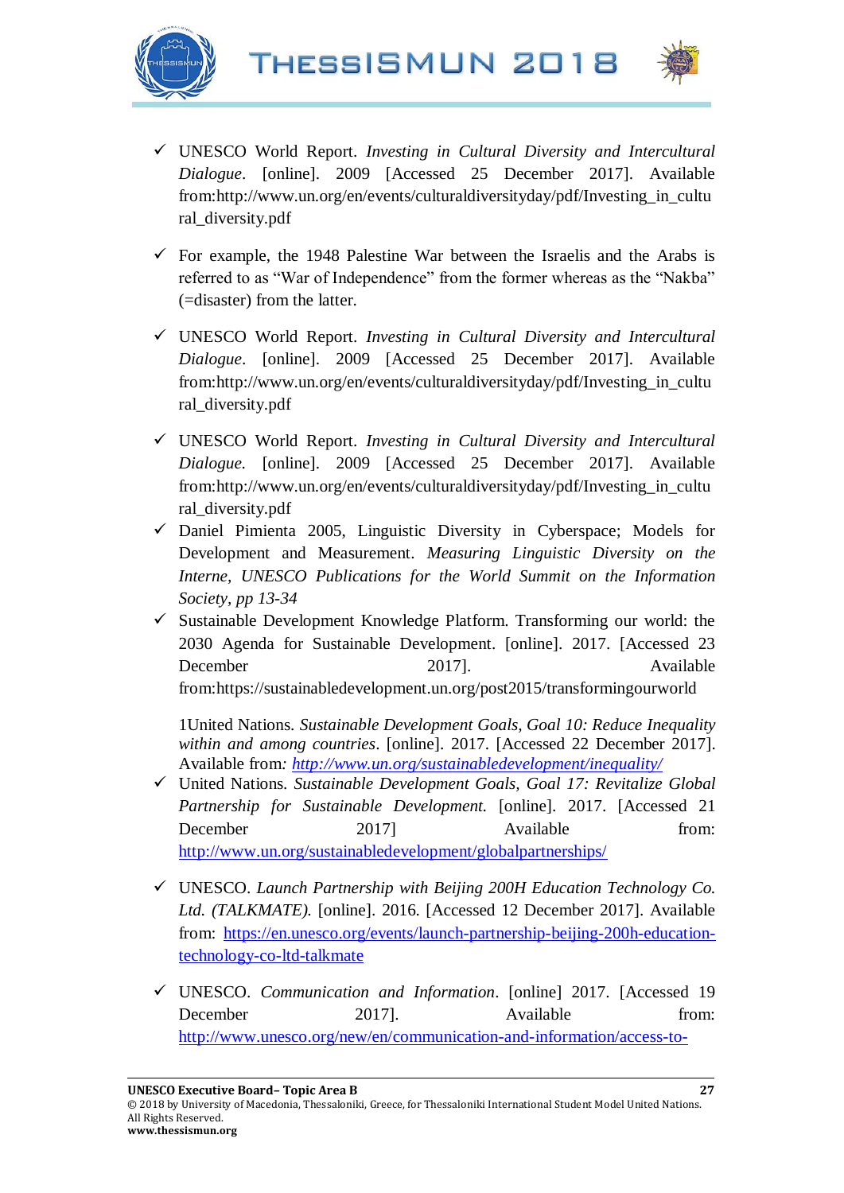- ✓ UNESCO World Report. *Investing in Cultural Diversity and Intercultural Dialogue*. [online]. 2009 [Accessed 25 December 2017]. Available from:http://www.un.org/en/events/culturaldiversityday/pdf/Investing_in_cultural_diversity.pdf

- ✓ For example, the 1948 Palestine War between the Israelis and the Arabs is referred to as "War of Independence" from the former whereas as the "Nakba" (=disaster) from the latter.

- ✓ UNESCO World Report. *Investing in Cultural Diversity and Intercultural Dialogue*. [online]. 2009 [Accessed 25 December 2017]. Available from:http://www.un.org/en/events/culturaldiversityday/pdf/Investing_in_cultural_diversity.pdf

- ✓ UNESCO World Report. *Investing in Cultural Diversity and Intercultural Dialogue.* [online]. 2009 [Accessed 25 December 2017]. Available from:http://www.un.org/en/events/culturaldiversityday/pdf/Investing_in_cultural_diversity.pdf
- ✓ Daniel Pimienta 2005, Linguistic Diversity in Cyberspace; Models for Development and Measurement. *Measuring Linguistic Diversity on the Interne, UNESCO Publications for the World Summit on the Information Society, pp 13-34*
- ✓ Sustainable Development Knowledge Platform. Transforming our world: the 2030 Agenda for Sustainable Development. [online]. 2017. [Accessed 23 December 2017]. Available from:https://sustainabledevelopment.un.org/post2015/transformingourworld

  1United Nations. *Sustainable Development Goals, Goal 10: Reduce Inequality within and among countries*. [online]. 2017. [Accessed 22 December 2017]. Available from*:* *http://www.un.org/sustainabledevelopment/inequality/*
- ✓ United Nations. *Sustainable Development Goals, Goal 17: Revitalize Global Partnership for Sustainable Development.* [online]. 2017. [Accessed 21 December 2017] Available from: http://www.un.org/sustainabledevelopment/globalpartnerships/

- ✓ UNESCO. *Launch Partnership with Beijing 200H Education Technology Co. Ltd. (TALKMATE).* [online]. 2016. [Accessed 12 December 2017]. Available from: https://en.unesco.org/events/launch-partnership-beijing-200h-education-technology-co-ltd-talkmate

- ✓ UNESCO. *Communication and Information*. [online] 2017. [Accessed 19 December 2017]. Available from: http://www.unesco.org/new/en/communication-and-information/access-to-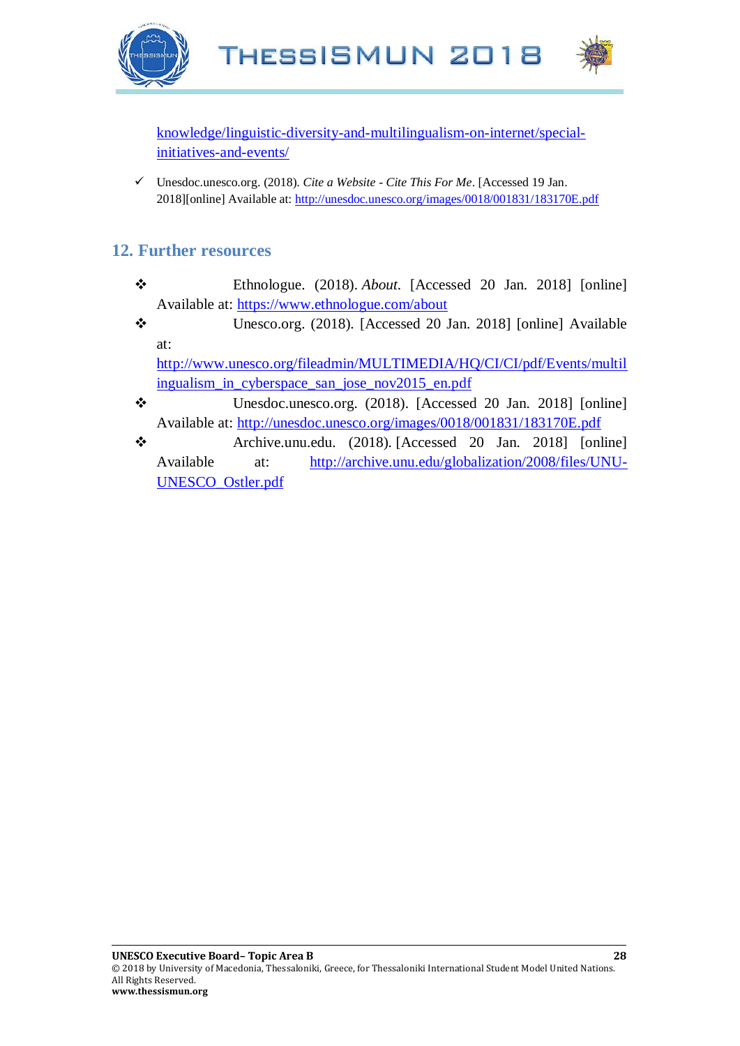knowledge/linguistic-diversity-and-multilingualism-on-internet/special-initiatives-and-events/

- ✓ Unesdoc.unesco.org. (2018). *Cite a Website - Cite This For Me*. [Accessed 19 Jan. 2018][online] Available at: http://unesdoc.unesco.org/images/0018/001831/183170E.pdf

## 12. Further resources

- ❖ Ethnologue. (2018). *About*. [Accessed 20 Jan. 2018] [online] Available at: https://www.ethnologue.com/about
- ❖ Unesco.org. (2018). [Accessed 20 Jan. 2018] [online] Available at: http://www.unesco.org/fileadmin/MULTIMEDIA/HQ/CI/CI/pdf/Events/multilingualism_in_cyberspace_san_jose_nov2015_en.pdf
- ❖ Unesdoc.unesco.org. (2018). [Accessed 20 Jan. 2018] [online] Available at: http://unesdoc.unesco.org/images/0018/001831/183170E.pdf
- ❖ Archive.unu.edu. (2018). [Accessed 20 Jan. 2018] [online] Available at: http://archive.unu.edu/globalization/2008/files/UNU-UNESCO_Ostler.pdf